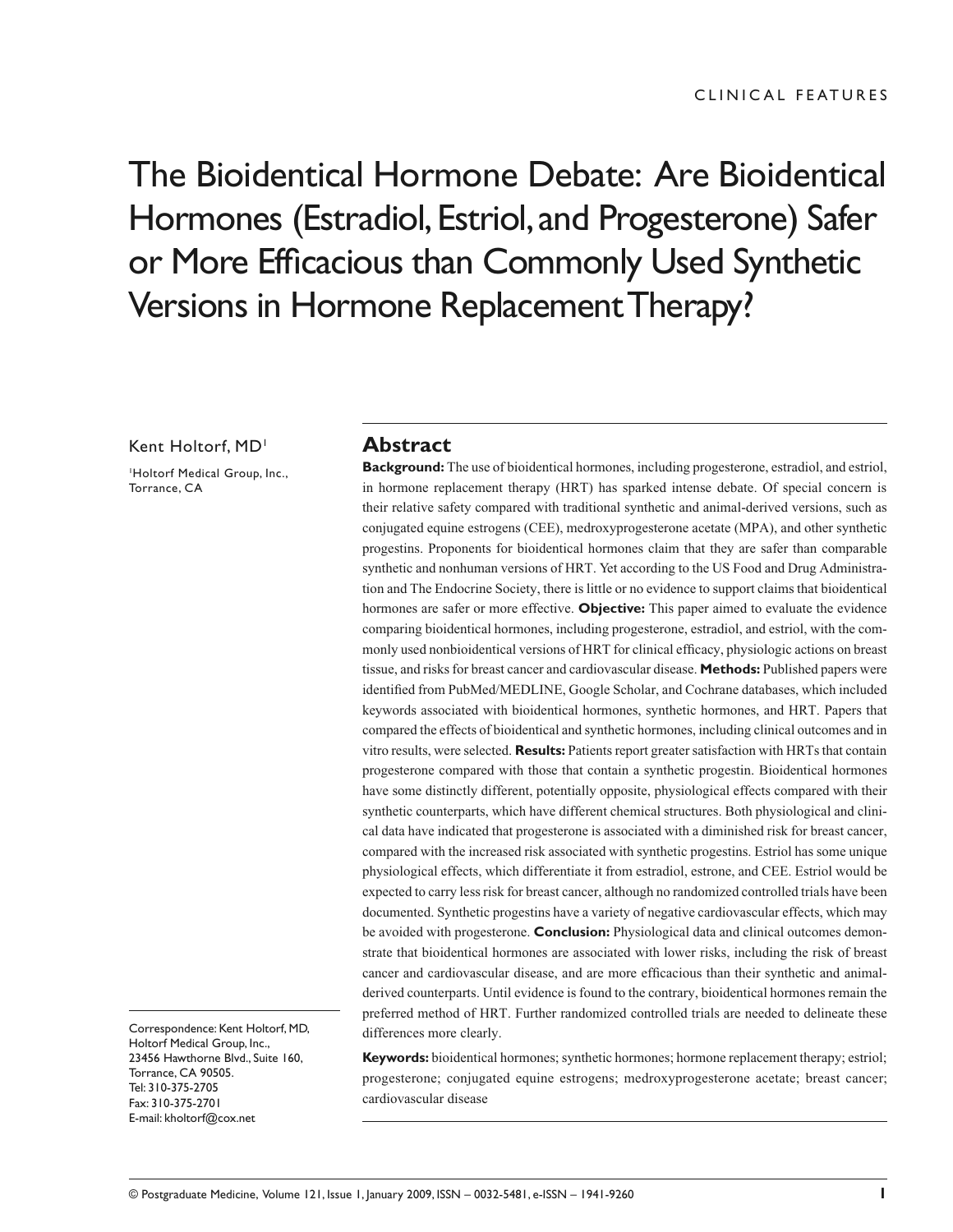CLINICAL FEATURES

# The Bioidentical Hormone Debate: Are Bioidentical Hormones (Estradiol, Estriol, and Progesterone) Safer or More Efficacious than Commonly Used Synthetic Versions in Hormone Replacement Therapy?

Kent Holtorf, MD[1]

[1]Holtorf Medical Group, Inc., Torrance, CA

## Abstract

**Background:** The use of bioidentical hormones, including progesterone, estradiol, and estriol, in hormone replacement therapy (HRT) has sparked intense debate. Of special concern is their relative safety compared with traditional synthetic and animal-derived versions, such as conjugated equine estrogens (CEE), medroxyprogesterone acetate (MPA), and other synthetic progestins. Proponents for bioidentical hormones claim that they are safer than comparable synthetic and nonhuman versions of HRT. Yet according to the US Food and Drug Administration and The Endocrine Society, there is little or no evidence to support claims that bioidentical hormones are safer or more effective. **Objective:** This paper aimed to evaluate the evidence comparing bioidentical hormones, including progesterone, estradiol, and estriol, with the commonly used nonbioidentical versions of HRT for clinical efficacy, physiologic actions on breast tissue, and risks for breast cancer and cardiovascular disease. **Methods:** Published papers were identified from PubMed/MEDLINE, Google Scholar, and Cochrane databases, which included keywords associated with bioidentical hormones, synthetic hormones, and HRT. Papers that compared the effects of bioidentical and synthetic hormones, including clinical outcomes and in vitro results, were selected. **Results:** Patients report greater satisfaction with HRTs that contain progesterone compared with those that contain a synthetic progestin. Bioidentical hormones have some distinctly different, potentially opposite, physiological effects compared with their synthetic counterparts, which have different chemical structures. Both physiological and clinical data have indicated that progesterone is associated with a diminished risk for breast cancer, compared with the increased risk associated with synthetic progestins. Estriol has some unique physiological effects, which differentiate it from estradiol, estrone, and CEE. Estriol would be expected to carry less risk for breast cancer, although no randomized controlled trials have been documented. Synthetic progestins have a variety of negative cardiovascular effects, which may be avoided with progesterone. **Conclusion:** Physiological data and clinical outcomes demonstrate that bioidentical hormones are associated with lower risks, including the risk of breast cancer and cardiovascular disease, and are more efficacious than their synthetic and animal-derived counterparts. Until evidence is found to the contrary, bioidentical hormones remain the preferred method of HRT. Further randomized controlled trials are needed to delineate these differences more clearly.

**Keywords:** bioidentical hormones; synthetic hormones; hormone replacement therapy; estriol; progesterone; conjugated equine estrogens; medroxyprogesterone acetate; breast cancer; cardiovascular disease

Correspondence: Kent Holtorf, MD, Holtorf Medical Group, Inc., 23456 Hawthorne Blvd., Suite 160, Torrance, CA 90505.
Tel: 310-375-2705
Fax: 310-375-2701
E-mail: kholtorf@cox.net

© Postgraduate Medicine, Volume 121, Issue 1, January 2009, ISSN – 0032-5481, e-ISSN – 1941-9260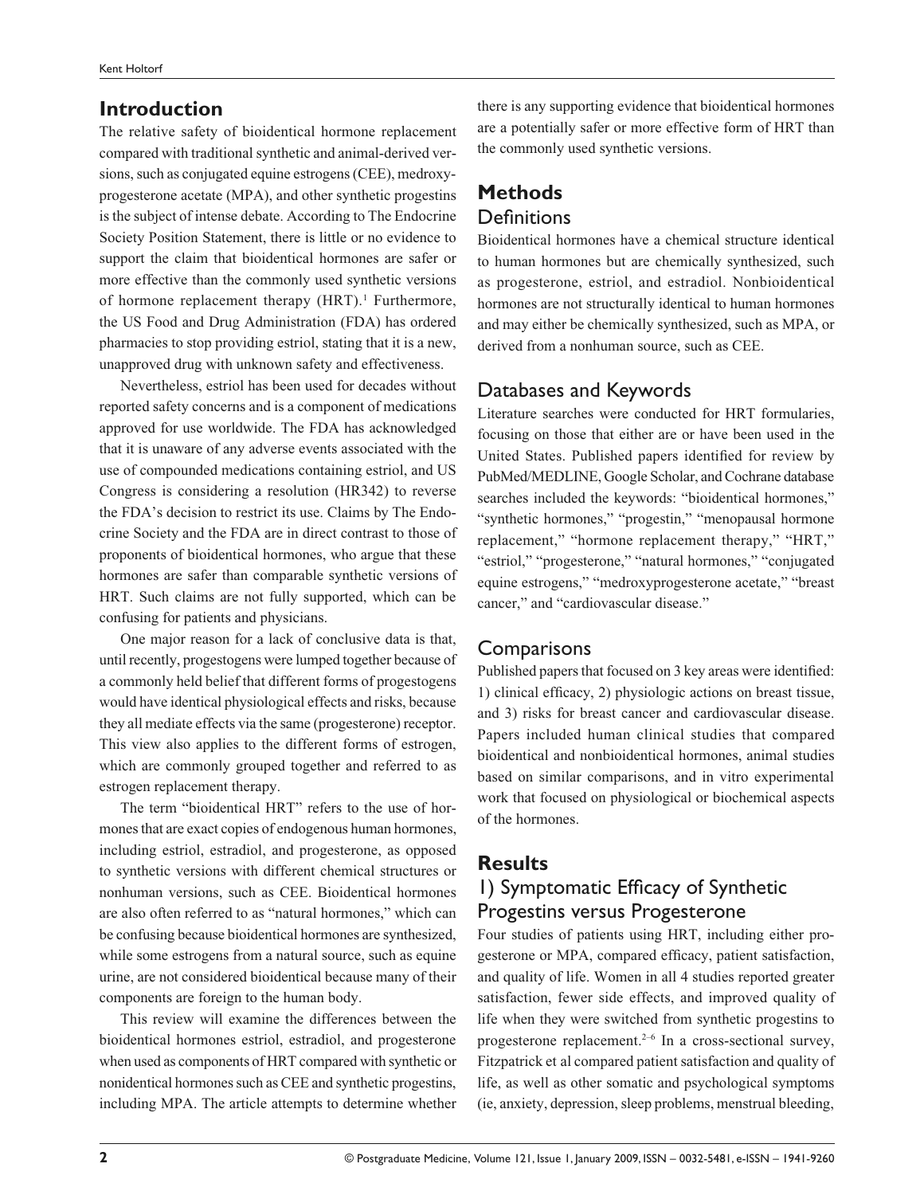## Introduction

The relative safety of bioidentical hormone replacement compared with traditional synthetic and animal-derived versions, such as conjugated equine estrogens (CEE), medroxyprogesterone acetate (MPA), and other synthetic progestins is the subject of intense debate. According to The Endocrine Society Position Statement, there is little or no evidence to support the claim that bioidentical hormones are safer or more effective than the commonly used synthetic versions of hormone replacement therapy (HRT).[1] Furthermore, the US Food and Drug Administration (FDA) has ordered pharmacies to stop providing estriol, stating that it is a new, unapproved drug with unknown safety and effectiveness.

Nevertheless, estriol has been used for decades without reported safety concerns and is a component of medications approved for use worldwide. The FDA has acknowledged that it is unaware of any adverse events associated with the use of compounded medications containing estriol, and US Congress is considering a resolution (HR342) to reverse the FDA's decision to restrict its use. Claims by The Endocrine Society and the FDA are in direct contrast to those of proponents of bioidentical hormones, who argue that these hormones are safer than comparable synthetic versions of HRT. Such claims are not fully supported, which can be confusing for patients and physicians.

One major reason for a lack of conclusive data is that, until recently, progestogens were lumped together because of a commonly held belief that different forms of progestogens would have identical physiological effects and risks, because they all mediate effects via the same (progesterone) receptor. This view also applies to the different forms of estrogen, which are commonly grouped together and referred to as estrogen replacement therapy.

The term "bioidentical HRT" refers to the use of hormones that are exact copies of endogenous human hormones, including estriol, estradiol, and progesterone, as opposed to synthetic versions with different chemical structures or nonhuman versions, such as CEE. Bioidentical hormones are also often referred to as "natural hormones," which can be confusing because bioidentical hormones are synthesized, while some estrogens from a natural source, such as equine urine, are not considered bioidentical because many of their components are foreign to the human body.

This review will examine the differences between the bioidentical hormones estriol, estradiol, and progesterone when used as components of HRT compared with synthetic or nonidentical hormones such as CEE and synthetic progestins, including MPA. The article attempts to determine whether there is any supporting evidence that bioidentical hormones are a potentially safer or more effective form of HRT than the commonly used synthetic versions.

## Methods

### Definitions

Bioidentical hormones have a chemical structure identical to human hormones but are chemically synthesized, such as progesterone, estriol, and estradiol. Nonbioidentical hormones are not structurally identical to human hormones and may either be chemically synthesized, such as MPA, or derived from a nonhuman source, such as CEE.

### Databases and Keywords

Literature searches were conducted for HRT formularies, focusing on those that either are or have been used in the United States. Published papers identified for review by PubMed/MEDLINE, Google Scholar, and Cochrane database searches included the keywords: "bioidentical hormones," "synthetic hormones," "progestin," "menopausal hormone replacement," "hormone replacement therapy," "HRT," "estriol," "progesterone," "natural hormones," "conjugated equine estrogens," "medroxyprogesterone acetate," "breast cancer," and "cardiovascular disease."

### Comparisons

Published papers that focused on 3 key areas were identified: 1) clinical efficacy, 2) physiologic actions on breast tissue, and 3) risks for breast cancer and cardiovascular disease. Papers included human clinical studies that compared bioidentical and nonbioidentical hormones, animal studies based on similar comparisons, and in vitro experimental work that focused on physiological or biochemical aspects of the hormones.

## Results

### 1) Symptomatic Efficacy of Synthetic Progestins versus Progesterone

Four studies of patients using HRT, including either progesterone or MPA, compared efficacy, patient satisfaction, and quality of life. Women in all 4 studies reported greater satisfaction, fewer side effects, and improved quality of life when they were switched from synthetic progestins to progesterone replacement.[2–6] In a cross-sectional survey, Fitzpatrick et al compared patient satisfaction and quality of life, as well as other somatic and psychological symptoms (ie, anxiety, depression, sleep problems, menstrual bleeding,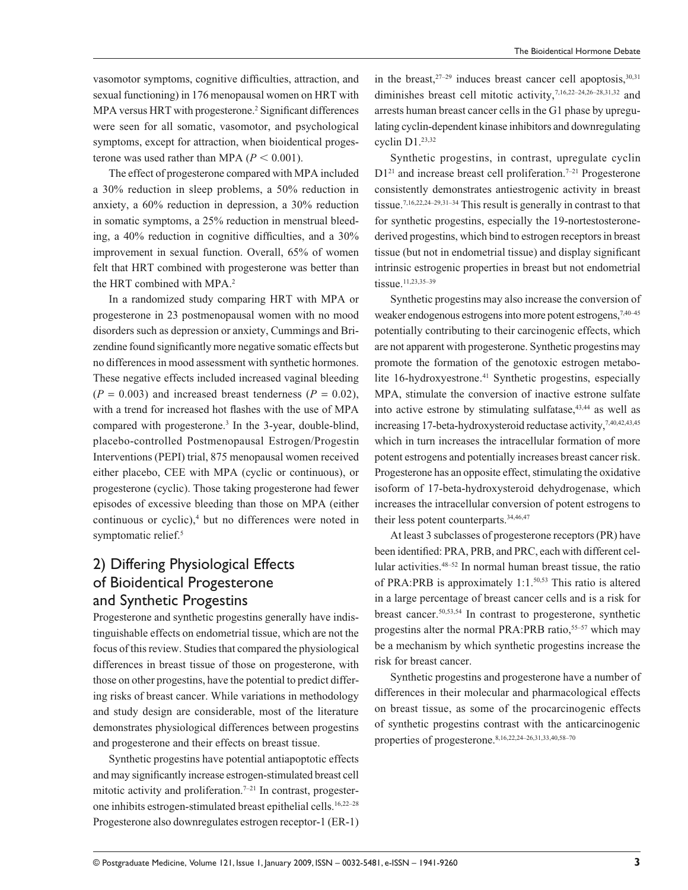vasomotor symptoms, cognitive difficulties, attraction, and sexual functioning) in 176 menopausal women on HRT with MPA versus HRT with progesterone.[2] Significant differences were seen for all somatic, vasomotor, and psychological symptoms, except for attraction, when bioidentical progesterone was used rather than MPA ($P < 0.001$).

The effect of progesterone compared with MPA included a 30% reduction in sleep problems, a 50% reduction in anxiety, a 60% reduction in depression, a 30% reduction in somatic symptoms, a 25% reduction in menstrual bleeding, a 40% reduction in cognitive difficulties, and a 30% improvement in sexual function. Overall, 65% of women felt that HRT combined with progesterone was better than the HRT combined with MPA.[2]

In a randomized study comparing HRT with MPA or progesterone in 23 postmenopausal women with no mood disorders such as depression or anxiety, Cummings and Brizendine found significantly more negative somatic effects but no differences in mood assessment with synthetic hormones. These negative effects included increased vaginal bleeding ($P = 0.003$) and increased breast tenderness ($P = 0.02$), with a trend for increased hot flashes with the use of MPA compared with progesterone.[3] In the 3-year, double-blind, placebo-controlled Postmenopausal Estrogen/Progestin Interventions (PEPI) trial, 875 menopausal women received either placebo, CEE with MPA (cyclic or continuous), or progesterone (cyclic). Those taking progesterone had fewer episodes of excessive bleeding than those on MPA (either continuous or cyclic),[4] but no differences were noted in symptomatic relief.[5]

## 2) Differing Physiological Effects of Bioidentical Progesterone and Synthetic Progestins

Progesterone and synthetic progestins generally have indistinguishable effects on endometrial tissue, which are not the focus of this review. Studies that compared the physiological differences in breast tissue of those on progesterone, with those on other progestins, have the potential to predict differing risks of breast cancer. While variations in methodology and study design are considerable, most of the literature demonstrates physiological differences between progestins and progesterone and their effects on breast tissue.

Synthetic progestins have potential antiapoptotic effects and may significantly increase estrogen-stimulated breast cell mitotic activity and proliferation.[7–21] In contrast, progesterone inhibits estrogen-stimulated breast epithelial cells.[16,22–28] Progesterone also downregulates estrogen receptor-1 (ER-1) in the breast,[27–29] induces breast cancer cell apoptosis,[30,31] diminishes breast cell mitotic activity,[7,16,22–24,26–28,31,32] and arrests human breast cancer cells in the G1 phase by upregulating cyclin-dependent kinase inhibitors and downregulating cyclin D1.[23,32]

Synthetic progestins, in contrast, upregulate cyclin D1[21] and increase breast cell proliferation.[7–21] Progesterone consistently demonstrates antiestrogenic activity in breast tissue.[7,16,22,24–29,31–34] This result is generally in contrast to that for synthetic progestins, especially the 19-nortestosterone-derived progestins, which bind to estrogen receptors in breast tissue (but not in endometrial tissue) and display significant intrinsic estrogenic properties in breast but not endometrial tissue.[11,23,35–39]

Synthetic progestins may also increase the conversion of weaker endogenous estrogens into more potent estrogens,[7,40–45] potentially contributing to their carcinogenic effects, which are not apparent with progesterone. Synthetic progestins may promote the formation of the genotoxic estrogen metabolite 16-hydroxyestrone.[41] Synthetic progestins, especially MPA, stimulate the conversion of inactive estrone sulfate into active estrone by stimulating sulfatase,[43,44] as well as increasing 17-beta-hydroxysteroid reductase activity,[7,40,42,43,45] which in turn increases the intracellular formation of more potent estrogens and potentially increases breast cancer risk. Progesterone has an opposite effect, stimulating the oxidative isoform of 17-beta-hydroxysteroid dehydrogenase, which increases the intracellular conversion of potent estrogens to their less potent counterparts.[34,46,47]

At least 3 subclasses of progesterone receptors (PR) have been identified: PRA, PRB, and PRC, each with different cellular activities.[48–52] In normal human breast tissue, the ratio of PRA:PRB is approximately 1:1.[50,53] This ratio is altered in a large percentage of breast cancer cells and is a risk for breast cancer.[50,53,54] In contrast to progesterone, synthetic progestins alter the normal PRA:PRB ratio,[55–57] which may be a mechanism by which synthetic progestins increase the risk for breast cancer.

Synthetic progestins and progesterone have a number of differences in their molecular and pharmacological effects on breast tissue, as some of the procarcinogenic effects of synthetic progestins contrast with the anticarcinogenic properties of progesterone.[8,16,22,24–26,31,33,40,58–70]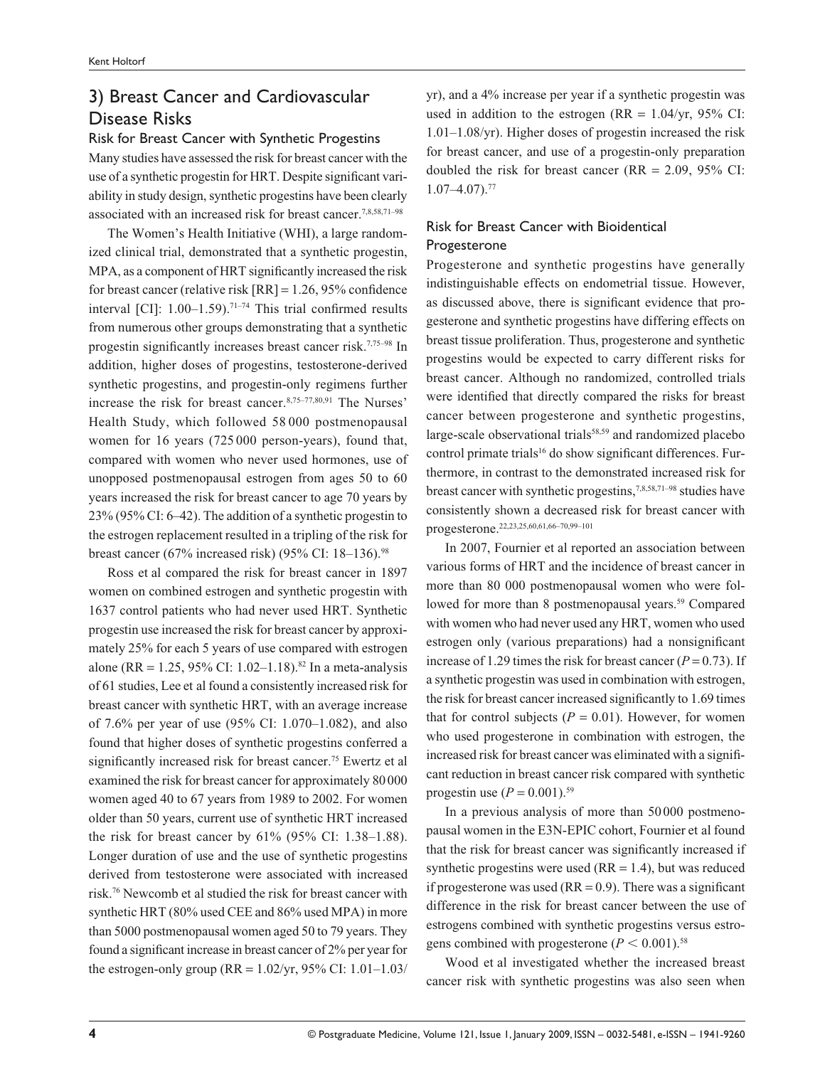## 3) Breast Cancer and Cardiovascular Disease Risks

### Risk for Breast Cancer with Synthetic Progestins

Many studies have assessed the risk for breast cancer with the use of a synthetic progestin for HRT. Despite significant variability in study design, synthetic progestins have been clearly associated with an increased risk for breast cancer.[7,8,58,71–98]

The Women's Health Initiative (WHI), a large randomized clinical trial, demonstrated that a synthetic progestin, MPA, as a component of HRT significantly increased the risk for breast cancer (relative risk [RR] = 1.26, 95% confidence interval [CI]: 1.00–1.59).[71–74] This trial confirmed results from numerous other groups demonstrating that a synthetic progestin significantly increases breast cancer risk.[7,75–98] In addition, higher doses of progestins, testosterone-derived synthetic progestins, and progestin-only regimens further increase the risk for breast cancer.[8,75–77,80,91] The Nurses' Health Study, which followed 58 000 postmenopausal women for 16 years (725 000 person-years), found that, compared with women who never used hormones, use of unopposed postmenopausal estrogen from ages 50 to 60 years increased the risk for breast cancer to age 70 years by 23% (95% CI: 6–42). The addition of a synthetic progestin to the estrogen replacement resulted in a tripling of the risk for breast cancer (67% increased risk) (95% CI: 18–136).[98]

Ross et al compared the risk for breast cancer in 1897 women on combined estrogen and synthetic progestin with 1637 control patients who had never used HRT. Synthetic progestin use increased the risk for breast cancer by approximately 25% for each 5 years of use compared with estrogen alone (RR = 1.25, 95% CI: 1.02–1.18).[82] In a meta-analysis of 61 studies, Lee et al found a consistently increased risk for breast cancer with synthetic HRT, with an average increase of 7.6% per year of use (95% CI: 1.070–1.082), and also found that higher doses of synthetic progestins conferred a significantly increased risk for breast cancer.[75] Ewertz et al examined the risk for breast cancer for approximately 80 000 women aged 40 to 67 years from 1989 to 2002. For women older than 50 years, current use of synthetic HRT increased the risk for breast cancer by 61% (95% CI: 1.38–1.88). Longer duration of use and the use of synthetic progestins derived from testosterone were associated with increased risk.[76] Newcomb et al studied the risk for breast cancer with synthetic HRT (80% used CEE and 86% used MPA) in more than 5000 postmenopausal women aged 50 to 79 years. They found a significant increase in breast cancer of 2% per year for the estrogen-only group (RR = 1.02/yr, 95% CI: 1.01–1.03/yr), and a 4% increase per year if a synthetic progestin was used in addition to the estrogen (RR = 1.04/yr, 95% CI: 1.01–1.08/yr). Higher doses of progestin increased the risk for breast cancer, and use of a progestin-only preparation doubled the risk for breast cancer (RR = 2.09, 95% CI: 1.07–4.07).[77]

### Risk for Breast Cancer with Bioidentical Progesterone

Progesterone and synthetic progestins have generally indistinguishable effects on endometrial tissue. However, as discussed above, there is significant evidence that progesterone and synthetic progestins have differing effects on breast tissue proliferation. Thus, progesterone and synthetic progestins would be expected to carry different risks for breast cancer. Although no randomized, controlled trials were identified that directly compared the risks for breast cancer between progesterone and synthetic progestins, large-scale observational trials[58,59] and randomized placebo control primate trials[16] do show significant differences. Furthermore, in contrast to the demonstrated increased risk for breast cancer with synthetic progestins,[7,8,58,71–98] studies have consistently shown a decreased risk for breast cancer with progesterone.[22,23,25,60,61,66–70,99–101]

In 2007, Fournier et al reported an association between various forms of HRT and the incidence of breast cancer in more than 80 000 postmenopausal women who were followed for more than 8 postmenopausal years.[59] Compared with women who had never used any HRT, women who used estrogen only (various preparations) had a nonsignificant increase of 1.29 times the risk for breast cancer ($P = 0.73$). If a synthetic progestin was used in combination with estrogen, the risk for breast cancer increased significantly to 1.69 times that for control subjects ($P = 0.01$). However, for women who used progesterone in combination with estrogen, the increased risk for breast cancer was eliminated with a significant reduction in breast cancer risk compared with synthetic progestin use ($P = 0.001$).[59]

In a previous analysis of more than 50 000 postmenopausal women in the E3N-EPIC cohort, Fournier et al found that the risk for breast cancer was significantly increased if synthetic progestins were used (RR = 1.4), but was reduced if progesterone was used (RR = 0.9). There was a significant difference in the risk for breast cancer between the use of estrogens combined with synthetic progestins versus estrogens combined with progesterone ($P < 0.001$).[58]

Wood et al investigated whether the increased breast cancer risk with synthetic progestins was also seen when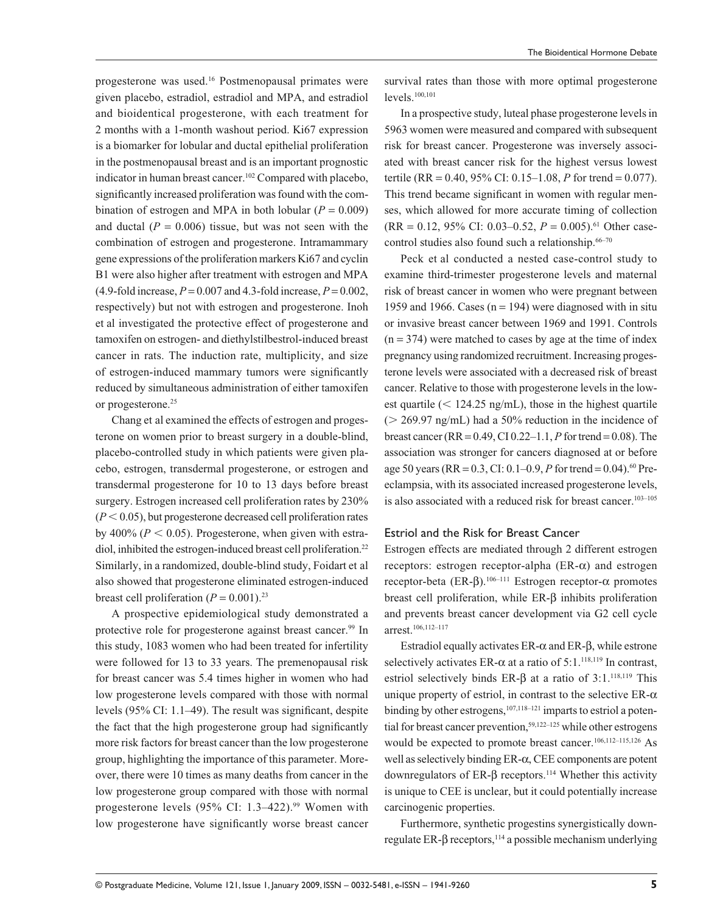progesterone was used.[16] Postmenopausal primates were given placebo, estradiol, estradiol and MPA, and estradiol and bioidentical progesterone, with each treatment for 2 months with a 1-month washout period. Ki67 expression is a biomarker for lobular and ductal epithelial proliferation in the postmenopausal breast and is an important prognostic indicator in human breast cancer.[102] Compared with placebo, significantly increased proliferation was found with the combination of estrogen and MPA in both lobular ($P = 0.009$) and ductal ($P = 0.006$) tissue, but was not seen with the combination of estrogen and progesterone. Intramammary gene expressions of the proliferation markers Ki67 and cyclin B1 were also higher after treatment with estrogen and MPA (4.9-fold increase, $P = 0.007$ and 4.3-fold increase, $P = 0.002$, respectively) but not with estrogen and progesterone. Inoh et al investigated the protective effect of progesterone and tamoxifen on estrogen- and diethylstilbestrol-induced breast cancer in rats. The induction rate, multiplicity, and size of estrogen-induced mammary tumors were significantly reduced by simultaneous administration of either tamoxifen or progesterone.[25]

Chang et al examined the effects of estrogen and progesterone on women prior to breast surgery in a double-blind, placebo-controlled study in which patients were given placebo, estrogen, transdermal progesterone, or estrogen and transdermal progesterone for 10 to 13 days before breast surgery. Estrogen increased cell proliferation rates by 230% ($P < 0.05$), but progesterone decreased cell proliferation rates by 400% ($P < 0.05$). Progesterone, when given with estradiol, inhibited the estrogen-induced breast cell proliferation.[22] Similarly, in a randomized, double-blind study, Foidart et al also showed that progesterone eliminated estrogen-induced breast cell proliferation ($P = 0.001$).[23]

A prospective epidemiological study demonstrated a protective role for progesterone against breast cancer.[99] In this study, 1083 women who had been treated for infertility were followed for 13 to 33 years. The premenopausal risk for breast cancer was 5.4 times higher in women who had low progesterone levels compared with those with normal levels (95% CI: 1.1–49). The result was significant, despite the fact that the high progesterone group had significantly more risk factors for breast cancer than the low progesterone group, highlighting the importance of this parameter. Moreover, there were 10 times as many deaths from cancer in the low progesterone group compared with those with normal progesterone levels (95% CI: 1.3–422).[99] Women with low progesterone have significantly worse breast cancer survival rates than those with more optimal progesterone levels.[100,101]

In a prospective study, luteal phase progesterone levels in 5963 women were measured and compared with subsequent risk for breast cancer. Progesterone was inversely associated with breast cancer risk for the highest versus lowest tertile (RR = 0.40, 95% CI: 0.15–1.08, $P$ for trend = 0.077). This trend became significant in women with regular menses, which allowed for more accurate timing of collection (RR = 0.12, 95% CI: 0.03–0.52, $P = 0.005$).[61] Other case-control studies also found such a relationship.[66–70]

Peck et al conducted a nested case-control study to examine third-trimester progesterone levels and maternal risk of breast cancer in women who were pregnant between 1959 and 1966. Cases (n = 194) were diagnosed with in situ or invasive breast cancer between 1969 and 1991. Controls (n = 374) were matched to cases by age at the time of index pregnancy using randomized recruitment. Increasing progesterone levels were associated with a decreased risk of breast cancer. Relative to those with progesterone levels in the lowest quartile (< 124.25 ng/mL), those in the highest quartile (> 269.97 ng/mL) had a 50% reduction in the incidence of breast cancer (RR = 0.49, CI 0.22–1.1, $P$ for trend = 0.08). The association was stronger for cancers diagnosed at or before age 50 years (RR = 0.3, CI: 0.1–0.9, $P$ for trend = 0.04).[60] Preeclampsia, with its associated increased progesterone levels, is also associated with a reduced risk for breast cancer.[103–105]

## Estriol and the Risk for Breast Cancer

Estrogen effects are mediated through 2 different estrogen receptors: estrogen receptor-alpha (ER-$\alpha$) and estrogen receptor-beta (ER-$\beta$).[106–111] Estrogen receptor-$\alpha$ promotes breast cell proliferation, while ER-$\beta$ inhibits proliferation and prevents breast cancer development via G2 cell cycle arrest.[106,112–117]

Estradiol equally activates ER-$\alpha$ and ER-$\beta$, while estrone selectively activates ER-$\alpha$ at a ratio of 5:1.[118,119] In contrast, estriol selectively binds ER-$\beta$ at a ratio of 3:1.[118,119] This unique property of estriol, in contrast to the selective ER-$\alpha$ binding by other estrogens,[107,118–121] imparts to estriol a potential for breast cancer prevention,[59,122–125] while other estrogens would be expected to promote breast cancer.[106,112–115,126] As well as selectively binding ER-$\alpha$, CEE components are potent downregulators of ER-$\beta$ receptors.[114] Whether this activity is unique to CEE is unclear, but it could potentially increase carcinogenic properties.

Furthermore, synthetic progestins synergistically downregulate ER-$\beta$ receptors,[114] a possible mechanism underlying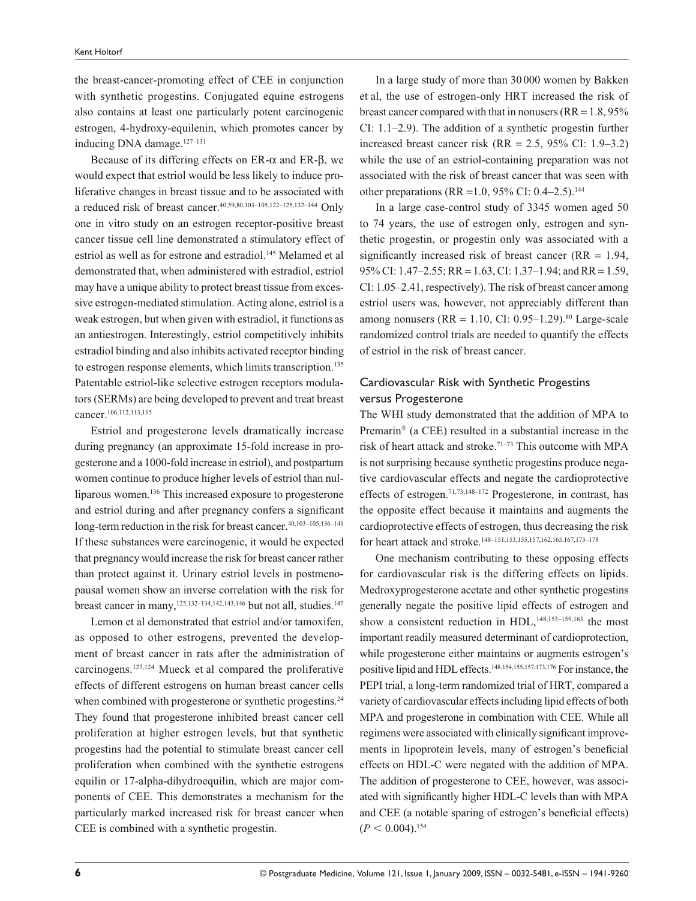the breast-cancer-promoting effect of CEE in conjunction with synthetic progestins. Conjugated equine estrogens also contains at least one particularly potent carcinogenic estrogen, 4-hydroxy-equilenin, which promotes cancer by inducing DNA damage.[127–131]

Because of its differing effects on ER-α and ER-β, we would expect that estriol would be less likely to induce proliferative changes in breast tissue and to be associated with a reduced risk of breast cancer.[40,59,80,103–105,122–125,132–144] Only one in vitro study on an estrogen receptor-positive breast cancer tissue cell line demonstrated a stimulatory effect of estriol as well as for estrone and estradiol.[145] Melamed et al demonstrated that, when administered with estradiol, estriol may have a unique ability to protect breast tissue from excessive estrogen-mediated stimulation. Acting alone, estriol is a weak estrogen, but when given with estradiol, it functions as an antiestrogen. Interestingly, estriol competitively inhibits estradiol binding and also inhibits activated receptor binding to estrogen response elements, which limits transcription.[135] Patentable estriol-like selective estrogen receptors modulators (SERMs) are being developed to prevent and treat breast cancer.[106,112,113,115]

Estriol and progesterone levels dramatically increase during pregnancy (an approximate 15-fold increase in progesterone and a 1000-fold increase in estriol), and postpartum women continue to produce higher levels of estriol than nulliparous women.[136] This increased exposure to progesterone and estriol during and after pregnancy confers a significant long-term reduction in the risk for breast cancer.[40,103–105,136–141] If these substances were carcinogenic, it would be expected that pregnancy would increase the risk for breast cancer rather than protect against it. Urinary estriol levels in postmenopausal women show an inverse correlation with the risk for breast cancer in many,[125,132–134,142,143,146] but not all, studies.[147]

Lemon et al demonstrated that estriol and/or tamoxifen, as opposed to other estrogens, prevented the development of breast cancer in rats after the administration of carcinogens.[123,124] Mueck et al compared the proliferative effects of different estrogens on human breast cancer cells when combined with progesterone or synthetic progestins.[24] They found that progesterone inhibited breast cancer cell proliferation at higher estrogen levels, but that synthetic progestins had the potential to stimulate breast cancer cell proliferation when combined with the synthetic estrogens equilin or 17-alpha-dihydroequilin, which are major components of CEE. This demonstrates a mechanism for the particularly marked increased risk for breast cancer when CEE is combined with a synthetic progestin.

In a large study of more than 30 000 women by Bakken et al, the use of estrogen-only HRT increased the risk of breast cancer compared with that in nonusers (RR = 1.8, 95% CI: 1.1–2.9). The addition of a synthetic progestin further increased breast cancer risk (RR = 2.5, 95% CI: 1.9–3.2) while the use of an estriol-containing preparation was not associated with the risk of breast cancer that was seen with other preparations (RR = 1.0, 95% CI: 0.4–2.5).[144]

In a large case-control study of 3345 women aged 50 to 74 years, the use of estrogen only, estrogen and synthetic progestin, or progestin only was associated with a significantly increased risk of breast cancer (RR = 1.94, 95% CI: 1.47–2.55; RR = 1.63, CI: 1.37–1.94; and RR = 1.59, CI: 1.05–2.41, respectively). The risk of breast cancer among estriol users was, however, not appreciably different than among nonusers (RR = 1.10, CI: 0.95–1.29).[80] Large-scale randomized control trials are needed to quantify the effects of estriol in the risk of breast cancer.

## Cardiovascular Risk with Synthetic Progestins versus Progesterone

The WHI study demonstrated that the addition of MPA to Premarin® (a CEE) resulted in a substantial increase in the risk of heart attack and stroke.[71–73] This outcome with MPA is not surprising because synthetic progestins produce negative cardiovascular effects and negate the cardioprotective effects of estrogen.[71,73,148–172] Progesterone, in contrast, has the opposite effect because it maintains and augments the cardioprotective effects of estrogen, thus decreasing the risk for heart attack and stroke.[148–151,153,155,157,162,165,167,173–178]

One mechanism contributing to these opposing effects for cardiovascular risk is the differing effects on lipids. Medroxyprogesterone acetate and other synthetic progestins generally negate the positive lipid effects of estrogen and show a consistent reduction in HDL,[148,153–159,163] the most important readily measured determinant of cardioprotection, while progesterone either maintains or augments estrogen's positive lipid and HDL effects.[148,154,155,157,173,176] For instance, the PEPI trial, a long-term randomized trial of HRT, compared a variety of cardiovascular effects including lipid effects of both MPA and progesterone in combination with CEE. While all regimens were associated with clinically significant improvements in lipoprotein levels, many of estrogen's beneficial effects on HDL-C were negated with the addition of MPA. The addition of progesterone to CEE, however, was associated with significantly higher HDL-C levels than with MPA and CEE (a notable sparing of estrogen's beneficial effects) ($P < 0.004$).[154]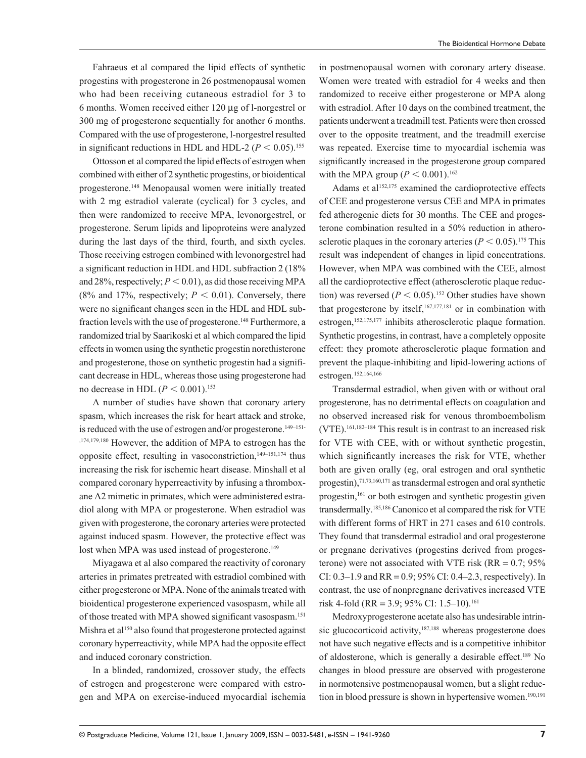Fahraeus et al compared the lipid effects of synthetic progestins with progesterone in 26 postmenopausal women who had been receiving cutaneous estradiol for 3 to 6 months. Women received either 120 μg of l-norgestrel or 300 mg of progesterone sequentially for another 6 months. Compared with the use of progesterone, l-norgestrel resulted in significant reductions in HDL and HDL-2 ($P < 0.05$).[155]

Ottosson et al compared the lipid effects of estrogen when combined with either of 2 synthetic progestins, or bioidentical progesterone.[148] Menopausal women were initially treated with 2 mg estradiol valerate (cyclical) for 3 cycles, and then were randomized to receive MPA, levonorgestrel, or progesterone. Serum lipids and lipoproteins were analyzed during the last days of the third, fourth, and sixth cycles. Those receiving estrogen combined with levonorgestrel had a significant reduction in HDL and HDL subfraction 2 (18% and 28%, respectively; $P < 0.01$), as did those receiving MPA (8% and 17%, respectively; $P < 0.01$). Conversely, there were no significant changes seen in the HDL and HDL subfraction levels with the use of progesterone.[148] Furthermore, a randomized trial by Saarikoski et al which compared the lipid effects in women using the synthetic progestin norethisterone and progesterone, those on synthetic progestin had a significant decrease in HDL, whereas those using progesterone had no decrease in HDL ($P < 0.001$).[153]

A number of studies have shown that coronary artery spasm, which increases the risk for heart attack and stroke, is reduced with the use of estrogen and/or progesterone.[149–151,174,179,180] However, the addition of MPA to estrogen has the opposite effect, resulting in vasoconstriction,[149–151,174] thus increasing the risk for ischemic heart disease. Minshall et al compared coronary hyperreactivity by infusing a thromboxane A2 mimetic in primates, which were administered estradiol along with MPA or progesterone. When estradiol was given with progesterone, the coronary arteries were protected against induced spasm. However, the protective effect was lost when MPA was used instead of progesterone.[149]

Miyagawa et al also compared the reactivity of coronary arteries in primates pretreated with estradiol combined with either progesterone or MPA. None of the animals treated with bioidentical progesterone experienced vasospasm, while all of those treated with MPA showed significant vasospasm.[151] Mishra et al[150] also found that progesterone protected against coronary hyperreactivity, while MPA had the opposite effect and induced coronary constriction.

In a blinded, randomized, crossover study, the effects of estrogen and progesterone were compared with estrogen and MPA on exercise-induced myocardial ischemia in postmenopausal women with coronary artery disease. Women were treated with estradiol for 4 weeks and then randomized to receive either progesterone or MPA along with estradiol. After 10 days on the combined treatment, the patients underwent a treadmill test. Patients were then crossed over to the opposite treatment, and the treadmill exercise was repeated. Exercise time to myocardial ischemia was significantly increased in the progesterone group compared with the MPA group ($P < 0.001$).[162]

Adams et al[152,175] examined the cardioprotective effects of CEE and progesterone versus CEE and MPA in primates fed atherogenic diets for 30 months. The CEE and progesterone combination resulted in a 50% reduction in atherosclerotic plaques in the coronary arteries ($P < 0.05$).[175] This result was independent of changes in lipid concentrations. However, when MPA was combined with the CEE, almost all the cardioprotective effect (atherosclerotic plaque reduction) was reversed ($P < 0.05$).[152] Other studies have shown that progesterone by itself,[167,177,181] or in combination with estrogen,[152,175,177] inhibits atherosclerotic plaque formation. Synthetic progestins, in contrast, have a completely opposite effect: they promote atherosclerotic plaque formation and prevent the plaque-inhibiting and lipid-lowering actions of estrogen.[152,164,166]

Transdermal estradiol, when given with or without oral progesterone, has no detrimental effects on coagulation and no observed increased risk for venous thromboembolism (VTE).[161,182–184] This result is in contrast to an increased risk for VTE with CEE, with or without synthetic progestin, which significantly increases the risk for VTE, whether both are given orally (eg, oral estrogen and oral synthetic progestin),[71,73,160,171] as transdermal estrogen and oral synthetic progestin,[161] or both estrogen and synthetic progestin given transdermally.[185,186] Canonico et al compared the risk for VTE with different forms of HRT in 271 cases and 610 controls. They found that transdermal estradiol and oral progesterone or pregnane derivatives (progestins derived from progesterone) were not associated with VTE risk (RR = 0.7; 95% CI: 0.3–1.9 and RR = 0.9; 95% CI: 0.4–2.3, respectively). In contrast, the use of nonpregnane derivatives increased VTE risk 4-fold (RR = 3.9; 95% CI: 1.5–10).[161]

Medroxyprogesterone acetate also has undesirable intrinsic glucocorticoid activity,[187,188] whereas progesterone does not have such negative effects and is a competitive inhibitor of aldosterone, which is generally a desirable effect.[189] No changes in blood pressure are observed with progesterone in normotensive postmenopausal women, but a slight reduction in blood pressure is shown in hypertensive women.[190,191]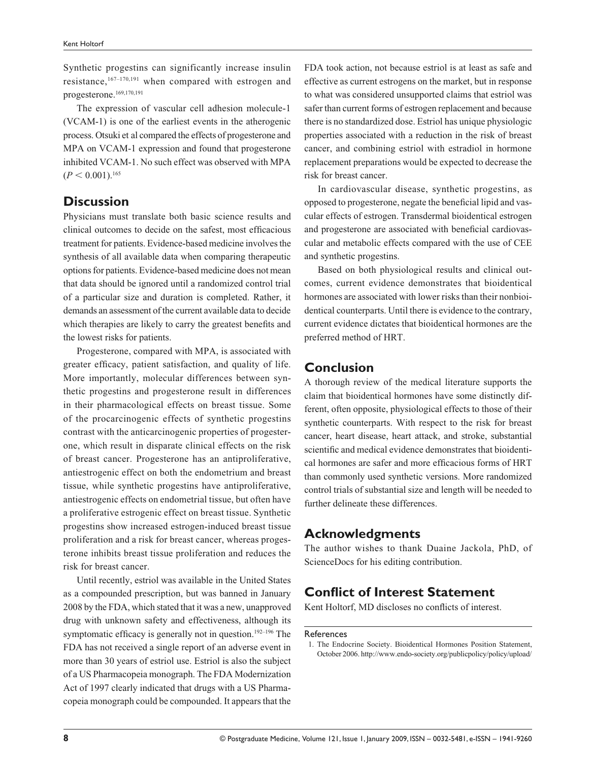Synthetic progestins can significantly increase insulin resistance,[167–170,191] when compared with estrogen and progesterone.[169,170,191]

The expression of vascular cell adhesion molecule-1 (VCAM-1) is one of the earliest events in the atherogenic process. Otsuki et al compared the effects of progesterone and MPA on VCAM-1 expression and found that progesterone inhibited VCAM-1. No such effect was observed with MPA ($P < 0.001$).[165]

## Discussion

Physicians must translate both basic science results and clinical outcomes to decide on the safest, most efficacious treatment for patients. Evidence-based medicine involves the synthesis of all available data when comparing therapeutic options for patients. Evidence-based medicine does not mean that data should be ignored until a randomized control trial of a particular size and duration is completed. Rather, it demands an assessment of the current available data to decide which therapies are likely to carry the greatest benefits and the lowest risks for patients.

Progesterone, compared with MPA, is associated with greater efficacy, patient satisfaction, and quality of life. More importantly, molecular differences between synthetic progestins and progesterone result in differences in their pharmacological effects on breast tissue. Some of the procarcinogenic effects of synthetic progestins contrast with the anticarcinogenic properties of progesterone, which result in disparate clinical effects on the risk of breast cancer. Progesterone has an antiproliferative, antiestrogenic effect on both the endometrium and breast tissue, while synthetic progestins have antiproliferative, antiestrogenic effects on endometrial tissue, but often have a proliferative estrogenic effect on breast tissue. Synthetic progestins show increased estrogen-induced breast tissue proliferation and a risk for breast cancer, whereas progesterone inhibits breast tissue proliferation and reduces the risk for breast cancer.

Until recently, estriol was available in the United States as a compounded prescription, but was banned in January 2008 by the FDA, which stated that it was a new, unapproved drug with unknown safety and effectiveness, although its symptomatic efficacy is generally not in question.[192–196] The FDA has not received a single report of an adverse event in more than 30 years of estriol use. Estriol is also the subject of a US Pharmacopeia monograph. The FDA Modernization Act of 1997 clearly indicated that drugs with a US Pharmacopeia monograph could be compounded. It appears that the FDA took action, not because estriol is at least as safe and effective as current estrogens on the market, but in response to what was considered unsupported claims that estriol was safer than current forms of estrogen replacement and because there is no standardized dose. Estriol has unique physiologic properties associated with a reduction in the risk of breast cancer, and combining estriol with estradiol in hormone replacement preparations would be expected to decrease the risk for breast cancer.

In cardiovascular disease, synthetic progestins, as opposed to progesterone, negate the beneficial lipid and vascular effects of estrogen. Transdermal bioidentical estrogen and progesterone are associated with beneficial cardiovascular and metabolic effects compared with the use of CEE and synthetic progestins.

Based on both physiological results and clinical outcomes, current evidence demonstrates that bioidentical hormones are associated with lower risks than their nonbioidentical counterparts. Until there is evidence to the contrary, current evidence dictates that bioidentical hormones are the preferred method of HRT.

## Conclusion

A thorough review of the medical literature supports the claim that bioidentical hormones have some distinctly different, often opposite, physiological effects to those of their synthetic counterparts. With respect to the risk for breast cancer, heart disease, heart attack, and stroke, substantial scientific and medical evidence demonstrates that bioidentical hormones are safer and more efficacious forms of HRT than commonly used synthetic versions. More randomized control trials of substantial size and length will be needed to further delineate these differences.

## Acknowledgments

The author wishes to thank Duaine Jackola, PhD, of ScienceDocs for his editing contribution.

## Conflict of Interest Statement

Kent Holtorf, MD discloses no conflicts of interest.

### References

1. The Endocrine Society. Bioidentical Hormones Position Statement, October 2006. http://www.endo-society.org/publicpolicy/policy/upload/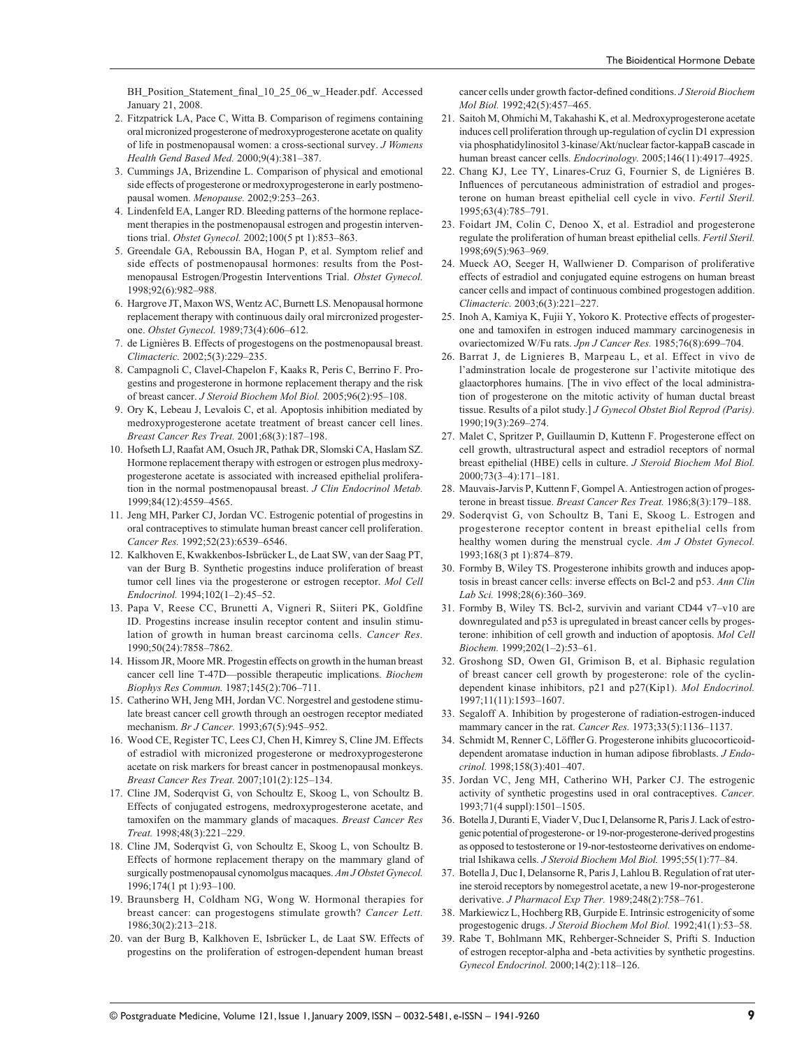BH_Position_Statement_final_10_25_06_w_Header.pdf. Accessed January 21, 2008.

2. Fitzpatrick LA, Pace C, Witta B. Comparison of regimens containing oral micronized progesterone of medroxyprogesterone acetate on quality of life in postmenopausal women: a cross-sectional survey. *J Womens Health Gend Based Med.* 2000;9(4):381–387.
3. Cummings JA, Brizendine L. Comparison of physical and emotional side effects of progesterone or medroxyprogesterone in early postmenopausal women. *Menopause.* 2002;9:253–263.
4. Lindenfeld EA, Langer RD. Bleeding patterns of the hormone replacement therapies in the postmenopausal estrogen and progestin interventions trial. *Obstet Gynecol.* 2002;100(5 pt 1):853–863.
5. Greendale GA, Reboussin BA, Hogan P, et al. Symptom relief and side effects of postmenopausal hormones: results from the Postmenopausal Estrogen/Progestin Interventions Trial. *Obstet Gynecol.* 1998;92(6):982–988.
6. Hargrove JT, Maxon WS, Wentz AC, Burnett LS. Menopausal hormone replacement therapy with continuous daily oral mircronized progesterone. *Obstet Gynecol.* 1989;73(4):606–612.
7. de Lignières B. Effects of progestogens on the postmenopausal breast. *Climacteric.* 2002;5(3):229–235.
8. Campagnoli C, Clavel-Chapelon F, Kaaks R, Peris C, Berrino F. Progestins and progesterone in hormone replacement therapy and the risk of breast cancer. *J Steroid Biochem Mol Biol.* 2005;96(2):95–108.
9. Ory K, Lebeau J, Levalois C, et al. Apoptosis inhibition mediated by medroxyprogesterone acetate treatment of breast cancer cell lines. *Breast Cancer Res Treat.* 2001;68(3):187–198.
10. Hofseth LJ, Raafat AM, Osuch JR, Pathak DR, Slomski CA, Haslam SZ. Hormone replacement therapy with estrogen or estrogen plus medroxyprogesterone acetate is associated with increased epithelial proliferation in the normal postmenopausal breast. *J Clin Endocrinol Metab.* 1999;84(12):4559–4565.
11. Jeng MH, Parker CJ, Jordan VC. Estrogenic potential of progestins in oral contraceptives to stimulate human breast cancer cell proliferation. *Cancer Res.* 1992;52(23):6539–6546.
12. Kalkhoven E, Kwakkenbos-Isbrücker L, de Laat SW, van der Saag PT, van der Burg B. Synthetic progestins induce proliferation of breast tumor cell lines via the progesterone or estrogen receptor. *Mol Cell Endocrinol.* 1994;102(1–2):45–52.
13. Papa V, Reese CC, Brunetti A, Vigneri R, Siiteri PK, Goldfine ID. Progestins increase insulin receptor content and insulin stimulation of growth in human breast carcinoma cells. *Cancer Res.* 1990;50(24):7858–7862.
14. Hissom JR, Moore MR. Progestin effects on growth in the human breast cancer cell line T-47D—possible therapeutic implications. *Biochem Biophys Res Commun.* 1987;145(2):706–711.
15. Catherino WH, Jeng MH, Jordan VC. Norgestrel and gestodene stimulate breast cancer cell growth through an oestrogen receptor mediated mechanism. *Br J Cancer.* 1993;67(5):945–952.
16. Wood CE, Register TC, Lees CJ, Chen H, Kimrey S, Cline JM. Effects of estradiol with micronized progesterone or medroxyprogesterone acetate on risk markers for breast cancer in postmenopausal monkeys. *Breast Cancer Res Treat.* 2007;101(2):125–134.
17. Cline JM, Soderqvist G, von Schoultz E, Skoog L, von Schoultz B. Effects of conjugated estrogens, medroxyprogesterone acetate, and tamoxifen on the mammary glands of macaques. *Breast Cancer Res Treat.* 1998;48(3):221–229.
18. Cline JM, Soderqvist G, von Schoultz E, Skoog L, von Schoultz B. Effects of hormone replacement therapy on the mammary gland of surgically postmenopausal cynomolgus macaques. *Am J Obstet Gynecol.* 1996;174(1 pt 1):93–100.
19. Braunsberg H, Coldham NG, Wong W. Hormonal therapies for breast cancer: can progestogens stimulate growth? *Cancer Lett.* 1986;30(2):213–218.
20. van der Burg B, Kalkhoven E, Isbrücker L, de Laat SW. Effects of progestins on the proliferation of estrogen-dependent human breast cancer cells under growth factor-defined conditions. *J Steroid Biochem Mol Biol.* 1992;42(5):457–465.
21. Saitoh M, Ohmichi M, Takahashi K, et al. Medroxyprogesterone acetate induces cell proliferation through up-regulation of cyclin D1 expression via phosphatidylinositol 3-kinase/Akt/nuclear factor-kappaB cascade in human breast cancer cells. *Endocrinology.* 2005;146(11):4917–4925.
22. Chang KJ, Lee TY, Linares-Cruz G, Fournier S, de Ligniéres B. Influences of percutaneous administration of estradiol and progesterone on human breast epithelial cell cycle in vivo. *Fertil Steril.* 1995;63(4):785–791.
23. Foidart JM, Colin C, Denoo X, et al. Estradiol and progesterone regulate the proliferation of human breast epithelial cells. *Fertil Steril.* 1998;69(5):963–969.
24. Mueck AO, Seeger H, Wallwiener D. Comparison of proliferative effects of estradiol and conjugated equine estrogens on human breast cancer cells and impact of continuous combined progestogen addition. *Climacteric.* 2003;6(3):221–227.
25. Inoh A, Kamiya K, Fujii Y, Yokoro K. Protective effects of progesterone and tamoxifen in estrogen induced mammary carcinogenesis in ovariectomized W/Fu rats. *Jpn J Cancer Res.* 1985;76(8):699–704.
26. Barrat J, de Lignieres B, Marpeau L, et al. Effect in vivo de l'adminstration locale de progesterone sur l'activite mitotique des glaactorphores humains. [The in vivo effect of the local administration of progesterone on the mitotic activity of human ductal breast tissue. Results of a pilot study.] *J Gynecol Obstet Biol Reprod (Paris).* 1990;19(3):269–274.
27. Malet C, Spritzer P, Guillaumin D, Kuttenn F. Progesterone effect on cell growth, ultrastructural aspect and estradiol receptors of normal breast epithelial (HBE) cells in culture. *J Steroid Biochem Mol Biol.* 2000;73(3–4):171–181.
28. Mauvais-Jarvis P, Kuttenn F, Gompel A. Antiestrogen action of progesterone in breast tissue. *Breast Cancer Res Treat.* 1986;8(3):179–188.
29. Soderqvist G, von Schoultz B, Tani E, Skoog L. Estrogen and progesterone receptor content in breast epithelial cells from healthy women during the menstrual cycle. *Am J Obstet Gynecol.* 1993;168(3 pt 1):874–879.
30. Formby B, Wiley TS. Progesterone inhibits growth and induces apoptosis in breast cancer cells: inverse effects on Bcl-2 and p53. *Ann Clin Lab Sci.* 1998;28(6):360–369.
31. Formby B, Wiley TS. Bcl-2, survivin and variant CD44 v7–v10 are downregulated and p53 is upregulated in breast cancer cells by progesterone: inhibition of cell growth and induction of apoptosis. *Mol Cell Biochem.* 1999;202(1–2):53–61.
32. Groshong SD, Owen GI, Grimison B, et al. Biphasic regulation of breast cancer cell growth by progesterone: role of the cyclin-dependent kinase inhibitors, p21 and p27(Kip1). *Mol Endocrinol.* 1997;11(11):1593–1607.
33. Segaloff A. Inhibition by progesterone of radiation-estrogen-induced mammary cancer in the rat. *Cancer Res.* 1973;33(5):1136–1137.
34. Schmidt M, Renner C, Löffler G. Progesterone inhibits glucocorticoid-dependent aromatase induction in human adipose fibroblasts. *J Endocrinol.* 1998;158(3):401–407.
35. Jordan VC, Jeng MH, Catherino WH, Parker CJ. The estrogenic activity of synthetic progestins used in oral contraceptives. *Cancer.* 1993;71(4 suppl):1501–1505.
36. Botella J, Duranti E, Viader V, Duc I, Delansorne R, Paris J. Lack of estrogenic potential of progesterone- or 19-nor-progesterone-derived progestins as opposed to testosterone or 19-nor-testosteorne derivatives on endometrial Ishikawa cells. *J Steroid Biochem Mol Biol.* 1995;55(1):77–84.
37. Botella J, Duc I, Delansorne R, Paris J, Lahlou B. Regulation of rat uterine steroid receptors by nomegestrol acetate, a new 19-nor-progesterone derivative. *J Pharmacol Exp Ther.* 1989;248(2):758–761.
38. Markiewicz L, Hochberg RB, Gurpide E. Intrinsic estrogenicity of some progestogenic drugs. *J Steroid Biochem Mol Biol.* 1992;41(1):53–58.
39. Rabe T, Bohlmann MK, Rehberger-Schneider S, Prifti S. Induction of estrogen receptor-alpha and -beta activities by synthetic progestins. *Gynecol Endocrinol.* 2000;14(2):118–126.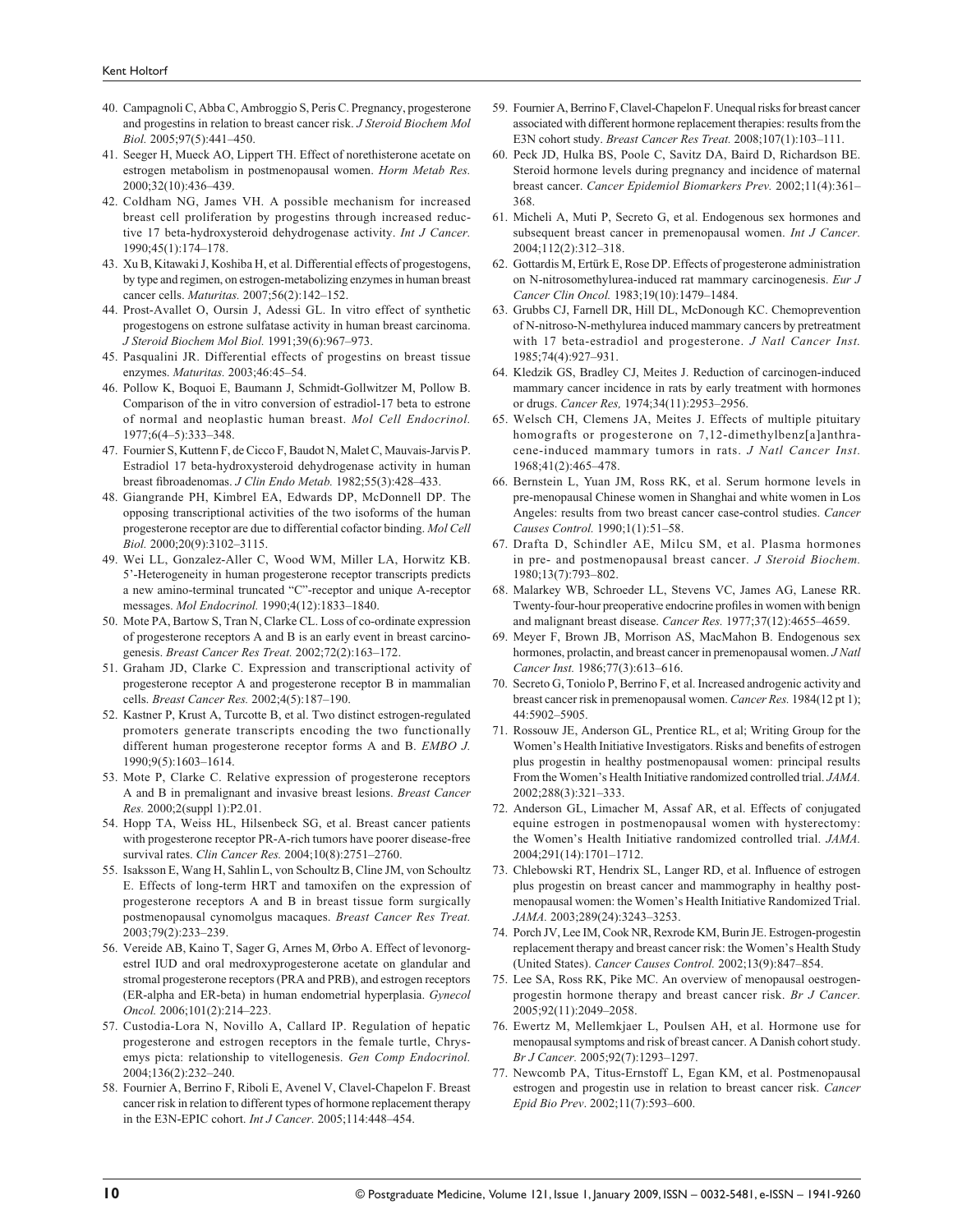40. Campagnoli C, Abba C, Ambroggio S, Peris C. Pregnancy, progesterone and progestins in relation to breast cancer risk. *J Steroid Biochem Mol Biol.* 2005;97(5):441–450.
41. Seeger H, Mueck AO, Lippert TH. Effect of norethisterone acetate on estrogen metabolism in postmenopausal women. *Horm Metab Res.* 2000;32(10):436–439.
42. Coldham NG, James VH. A possible mechanism for increased breast cell proliferation by progestins through increased reductive 17 beta-hydroxysteroid dehydrogenase activity. *Int J Cancer.* 1990;45(1):174–178.
43. Xu B, Kitawaki J, Koshiba H, et al. Differential effects of progestogens, by type and regimen, on estrogen-metabolizing enzymes in human breast cancer cells. *Maturitas.* 2007;56(2):142–152.
44. Prost-Avallet O, Oursin J, Adessi GL. In vitro effect of synthetic progestogens on estrone sulfatase activity in human breast carcinoma. *J Steroid Biochem Mol Biol.* 1991;39(6):967–973.
45. Pasqualini JR. Differential effects of progestins on breast tissue enzymes. *Maturitas.* 2003;46:45–54.
46. Pollow K, Boquoi E, Baumann J, Schmidt-Gollwitzer M, Pollow B. Comparison of the in vitro conversion of estradiol-17 beta to estrone of normal and neoplastic human breast. *Mol Cell Endocrinol.* 1977;6(4–5):333–348.
47. Fournier S, Kuttenn F, de Cicco F, Baudot N, Malet C, Mauvais-Jarvis P. Estradiol 17 beta-hydroxysteroid dehydrogenase activity in human breast fibroadenomas. *J Clin Endo Metab.* 1982;55(3):428–433.
48. Giangrande PH, Kimbrel EA, Edwards DP, McDonnell DP. The opposing transcriptional activities of the two isoforms of the human progesterone receptor are due to differential cofactor binding. *Mol Cell Biol.* 2000;20(9):3102–3115.
49. Wei LL, Gonzalez-Aller C, Wood WM, Miller LA, Horwitz KB. 5'-Heterogeneity in human progesterone receptor transcripts predicts a new amino-terminal truncated "C"-receptor and unique A-receptor messages. *Mol Endocrinol.* 1990;4(12):1833–1840.
50. Mote PA, Bartow S, Tran N, Clarke CL. Loss of co-ordinate expression of progesterone receptors A and B is an early event in breast carcinogenesis. *Breast Cancer Res Treat.* 2002;72(2):163–172.
51. Graham JD, Clarke C. Expression and transcriptional activity of progesterone receptor A and progesterone receptor B in mammalian cells. *Breast Cancer Res.* 2002;4(5):187–190.
52. Kastner P, Krust A, Turcotte B, et al. Two distinct estrogen-regulated promoters generate transcripts encoding the two functionally different human progesterone receptor forms A and B. *EMBO J.* 1990;9(5):1603–1614.
53. Mote P, Clarke C. Relative expression of progesterone receptors A and B in premalignant and invasive breast lesions. *Breast Cancer Res.* 2000;2(suppl 1):P2.01.
54. Hopp TA, Weiss HL, Hilsenbeck SG, et al. Breast cancer patients with progesterone receptor PR-A-rich tumors have poorer disease-free survival rates. *Clin Cancer Res.* 2004;10(8):2751–2760.
55. Isaksson E, Wang H, Sahlin L, von Schoultz B, Cline JM, von Schoultz E. Effects of long-term HRT and tamoxifen on the expression of progesterone receptors A and B in breast tissue form surgically postmenopausal cynomolgus macaques. *Breast Cancer Res Treat.* 2003;79(2):233–239.
56. Vereide AB, Kaino T, Sager G, Arnes M, Ørbo A. Effect of levonorgestrel IUD and oral medroxyprogesterone acetate on glandular and stromal progesterone receptors (PRA and PRB), and estrogen receptors (ER-alpha and ER-beta) in human endometrial hyperplasia. *Gynecol Oncol.* 2006;101(2):214–223.
57. Custodia-Lora N, Novillo A, Callard IP. Regulation of hepatic progesterone and estrogen receptors in the female turtle, Chrysemys picta: relationship to vitellogenesis. *Gen Comp Endocrinol.* 2004;136(2):232–240.
58. Fournier A, Berrino F, Riboli E, Avenel V, Clavel-Chapelon F. Breast cancer risk in relation to different types of hormone replacement therapy in the E3N-EPIC cohort. *Int J Cancer.* 2005;114:448–454.
59. Fournier A, Berrino F, Clavel-Chapelon F. Unequal risks for breast cancer associated with different hormone replacement therapies: results from the E3N cohort study. *Breast Cancer Res Treat.* 2008;107(1):103–111.
60. Peck JD, Hulka BS, Poole C, Savitz DA, Baird D, Richardson BE. Steroid hormone levels during pregnancy and incidence of maternal breast cancer. *Cancer Epidemiol Biomarkers Prev.* 2002;11(4):361–368.
61. Micheli A, Muti P, Secreto G, et al. Endogenous sex hormones and subsequent breast cancer in premenopausal women. *Int J Cancer.* 2004;112(2):312–318.
62. Gottardis M, Ertürk E, Rose DP. Effects of progesterone administration on N-nitrosomethylurea-induced rat mammary carcinogenesis. *Eur J Cancer Clin Oncol.* 1983;19(10):1479–1484.
63. Grubbs CJ, Farnell DR, Hill DL, McDonough KC. Chemoprevention of N-nitroso-N-methylurea induced mammary cancers by pretreatment with 17 beta-estradiol and progesterone. *J Natl Cancer Inst.* 1985;74(4):927–931.
64. Kledzik GS, Bradley CJ, Meites J. Reduction of carcinogen-induced mammary cancer incidence in rats by early treatment with hormones or drugs. *Cancer Res,* 1974;34(11):2953–2956.
65. Welsch CH, Clemens JA, Meites J. Effects of multiple pituitary homografts or progesterone on 7,12-dimethylbenz[a]anthracene-induced mammary tumors in rats. *J Natl Cancer Inst.* 1968;41(2):465–478.
66. Bernstein L, Yuan JM, Ross RK, et al. Serum hormone levels in pre-menopausal Chinese women in Shanghai and white women in Los Angeles: results from two breast cancer case-control studies. *Cancer Causes Control.* 1990;1(1):51–58.
67. Drafta D, Schindler AE, Milcu SM, et al. Plasma hormones in pre- and postmenopausal breast cancer. *J Steroid Biochem.* 1980;13(7):793–802.
68. Malarkey WB, Schroeder LL, Stevens VC, James AG, Lanese RR. Twenty-four-hour preoperative endocrine profiles in women with benign and malignant breast disease. *Cancer Res.* 1977;37(12):4655–4659.
69. Meyer F, Brown JB, Morrison AS, MacMahon B. Endogenous sex hormones, prolactin, and breast cancer in premenopausal women. *J Natl Cancer Inst.* 1986;77(3):613–616.
70. Secreto G, Toniolo P, Berrino F, et al. Increased androgenic activity and breast cancer risk in premenopausal women. *Cancer Res.* 1984(12 pt 1); 44:5902–5905.
71. Rossouw JE, Anderson GL, Prentice RL, et al; Writing Group for the Women's Health Initiative Investigators. Risks and benefits of estrogen plus progestin in healthy postmenopausal women: principal results From the Women's Health Initiative randomized controlled trial. *JAMA.* 2002;288(3):321–333.
72. Anderson GL, Limacher M, Assaf AR, et al. Effects of conjugated equine estrogen in postmenopausal women with hysterectomy: the Women's Health Initiative randomized controlled trial. *JAMA.* 2004;291(14):1701–1712.
73. Chlebowski RT, Hendrix SL, Langer RD, et al. Influence of estrogen plus progestin on breast cancer and mammography in healthy postmenopausal women: the Women's Health Initiative Randomized Trial. *JAMA.* 2003;289(24):3243–3253.
74. Porch JV, Lee IM, Cook NR, Rexrode KM, Burin JE. Estrogen-progestin replacement therapy and breast cancer risk: the Women's Health Study (United States). *Cancer Causes Control.* 2002;13(9):847–854.
75. Lee SA, Ross RK, Pike MC. An overview of menopausal oestrogen-progestin hormone therapy and breast cancer risk. *Br J Cancer.* 2005;92(11):2049–2058.
76. Ewertz M, Mellemkjaer L, Poulsen AH, et al. Hormone use for menopausal symptoms and risk of breast cancer. A Danish cohort study. *Br J Cancer.* 2005;92(7):1293–1297.
77. Newcomb PA, Titus-Ernstoff L, Egan KM, et al. Postmenopausal estrogen and progestin use in relation to breast cancer risk. *Cancer Epid Bio Prev*. 2002;11(7):593–600.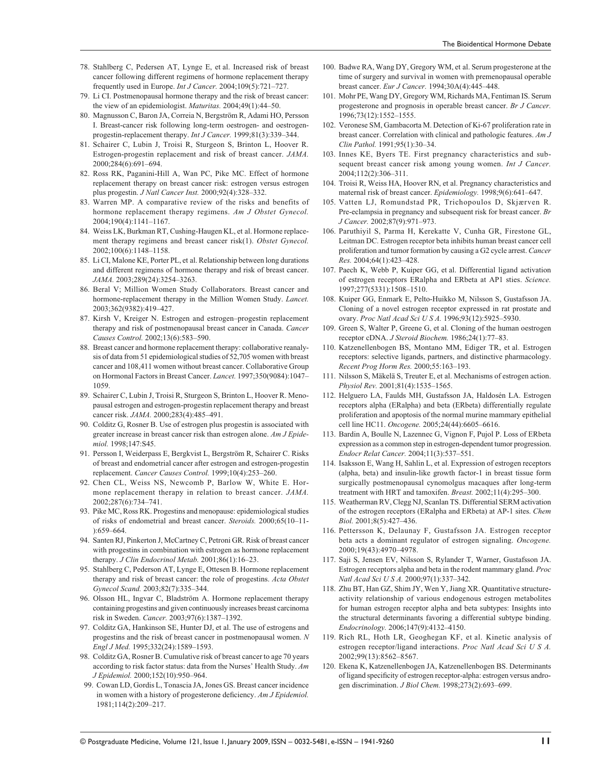78. Stahlberg C, Pedersen AT, Lynge E, et al. Increased risk of breast cancer following different regimens of hormone replacement therapy frequently used in Europe. *Int J Cancer.* 2004;109(5):721–727.
79. Li CI. Postmenopausal hormone therapy and the risk of breast cancer: the view of an epidemiologist. *Maturitas.* 2004;49(1):44–50.
80. Magnusson C, Baron JA, Correia N, Bergström R, Adami HO, Persson I. Breast-cancer risk following long-term oestrogen- and oestrogen-progestin-replacement therapy. *Int J Cancer.* 1999;81(3):339–344.
81. Schairer C, Lubin J, Troisi R, Sturgeon S, Brinton L, Hoover R. Estrogen-progestin replacement and risk of breast cancer. *JAMA.* 2000;284(6):691–694.
82. Ross RK, Paganini-Hill A, Wan PC, Pike MC. Effect of hormone replacement therapy on breast cancer risk: estrogen versus estrogen plus progestin. *J Natl Cancer Inst.* 2000;92(4):328–332.
83. Warren MP. A comparative review of the risks and benefits of hormone replacement therapy regimens. *Am J Obstet Gynecol.* 2004;190(4):1141–1167.
84. Weiss LK, Burkman RT, Cushing-Haugen KL, et al. Hormone replacement therapy regimens and breast cancer risk(1). *Obstet Gynecol.* 2002;100(6):1148–1158.
85. Li CI, Malone KE, Porter PL, et al. Relationship between long durations and different regimens of hormone therapy and risk of breast cancer. *JAMA.* 2003;289(24):3254–3263.
86. Beral V; Million Women Study Collaborators. Breast cancer and hormone-replacement therapy in the Million Women Study. *Lancet.* 2003;362(9382):419–427.
87. Kirsh V, Kreiger N. Estrogen and estrogen–progestin replacement therapy and risk of postmenopausal breast cancer in Canada. *Cancer Causes Control.* 2002;13(6):583–590.
88. Breast cancer and hormone replacement therapy: collaborative reanalysis of data from 51 epidemiological studies of 52,705 women with breast cancer and 108,411 women without breast cancer. Collaborative Group on Hormonal Factors in Breast Cancer. *Lancet.* 1997;350(9084):1047–1059.
89. Schairer C, Lubin J, Troisi R, Sturgeon S, Brinton L, Hoover R. Menopausal estrogen and estrogen-progestin replacement therapy and breast cancer risk. *JAMA.* 2000;283(4):485–491.
90. Colditz G, Rosner B. Use of estrogen plus progestin is associated with greater increase in breast cancer risk than estrogen alone. *Am J Epidemiol.* 1998;147:S45.
91. Persson I, Weiderpass E, Bergkvist L, Bergström R, Schairer C. Risks of breast and endometrial cancer after estrogen and estrogen-progestin replacement. *Cancer Causes Control.* 1999;10(4):253–260.
92. Chen CL, Weiss NS, Newcomb P, Barlow W, White E. Hormone replacement therapy in relation to breast cancer. *JAMA.* 2002;287(6):734–741.
93. Pike MC, Ross RK. Progestins and menopause: epidemiological studies of risks of endometrial and breast cancer. *Steroids.* 2000;65(10–11-):659–664.
94. Santen RJ, Pinkerton J, McCartney C, Petroni GR. Risk of breast cancer with progestins in combination with estrogen as hormone replacement therapy. *J Clin Endocrinol Metab.* 2001;86(1):16–23.
95. Stahlberg C, Pederson AT, Lynge E, Ottesen B. Hormone replacement therapy and risk of breast cancer: the role of progestins. *Acta Obstet Gynecol Scand.* 2003;82(7):335–344.
96. Olsson HL, Ingvar C, Bladström A. Hormone replacement therapy containing progestins and given continuously increases breast carcinoma risk in Sweden. *Cancer.* 2003;97(6):1387–1392.
97. Colditz GA, Hankinson SE, Hunter DJ, et al. The use of estrogens and progestins and the risk of breast cancer in postmenopausal women. *N Engl J Med.* 1995;332(24):1589–1593.
98. Colditz GA, Rosner B. Cumulative risk of breast cancer to age 70 years according to risk factor status: data from the Nurses' Health Study. *Am J Epidemiol.* 2000;152(10):950–964.
99. Cowan LD, Gordis L, Tonascia JA, Jones GS. Breast cancer incidence in women with a history of progesterone deficiency. *Am J Epidemiol.* 1981;114(2):209–217.
100. Badwe RA, Wang DY, Gregory WM, et al. Serum progesterone at the time of surgery and survival in women with premenopausal operable breast cancer. *Eur J Cancer.* 1994;30A(4):445–448.
101. Mohr PE, Wang DY, Gregory WM, Richards MA, Fentiman IS. Serum progesterone and prognosis in operable breast cancer. *Br J Cancer.* 1996;73(12):1552–1555.
102. Veronese SM, Gambacorta M. Detection of Ki-67 proliferation rate in breast cancer. Correlation with clinical and pathologic features. *Am J Clin Pathol.* 1991;95(1):30–34.
103. Innes KE, Byers TE. First pregnancy characteristics and subsequent breast cancer risk among young women. *Int J Cancer.* 2004;112(2):306–311.
104. Troisi R, Weiss HA, Hoover RN, et al. Pregnancy characteristics and maternal risk of breast cancer. *Epidemiology.* 1998;9(6):641–647.
105. Vatten LJ, Romundstad PR, Trichopoulos D, Skjærven R. Pre-eclampsia in pregnancy and subsequent risk for breast cancer. *Br J Cancer.* 2002;87(9):971–973.
106. Paruthiyil S, Parma H, Kerekatte V, Cunha GR, Firestone GL, Leitman DC. Estrogen receptor beta inhibits human breast cancer cell proliferation and tumor formation by causing a G2 cycle arrest. *Cancer Res.* 2004;64(1):423–428.
107. Paech K, Webb P, Kuiper GG, et al. Differential ligand activation of estrogen receptors ERalpha and ERbeta at AP1 sties. *Science.* 1997;277(5331):1508–1510.
108. Kuiper GG, Enmark E, Pelto-Huikko M, Nilsson S, Gustafsson JA. Cloning of a novel estrogen receptor expressed in rat prostate and ovary. *Proc Natl Acad Sci U S A.* 1996;93(12):5925–5930.
109. Green S, Walter P, Greene G, et al. Cloning of the human oestrogen receptor cDNA. *J Steroid Biochem.* 1986;24(1):77–83.
110. Katzenellenbogen BS, Montano MM, Ediger TR, et al. Estrogen receptors: selective ligands, partners, and distinctive pharmacology. *Recent Prog Horm Res.* 2000;55:163–193.
111. Nilsson S, Mäkelä S, Treuter E, et al. Mechanisms of estrogen action. *Physiol Rev.* 2001;81(4):1535–1565.
112. Helguero LA, Faulds MH, Gustafsson JA, Haldosén LA. Estrogen receptors alpha (ERalpha) and beta (ERbeta) differentially regulate proliferation and apoptosis of the normal murine mammary epithelial cell line HC11. *Oncogene.* 2005;24(44):6605–6616.
113. Bardin A, Boulle N, Lazennec G, Vignon F, Pujol P. Loss of ERbeta expression as a common step in estrogen-dependent tumor progression. *Endocr Relat Cancer.* 2004;11(3):537–551.
114. Isaksson E, Wang H, Sahlin L, et al. Expression of estrogen receptors (alpha, beta) and insulin-like growth factor-1 in breast tissue form surgically postmenopausal cynomolgus macaques after long-term treatment with HRT and tamoxifen. *Breast.* 2002;11(4):295–300.
115. Weatherman RV, Clegg NJ, Scanlan TS. Differential SERM activation of the estrogen receptors (ERalpha and ERbeta) at AP-1 sites. *Chem Biol.* 2001;8(5):427–436.
116. Pettersson K, Delaunay F, Gustafsson JA. Estrogen receptor beta acts a dominant regulator of estrogen signaling. *Oncogene.* 2000;19(43):4970–4978.
117. Saji S, Jensen EV, Nilsson S, Rylander T, Warner, Gustafsson JA. Estrogen receptors alpha and beta in the rodent mammary gland. *Proc Natl Acad Sci U S A.* 2000;97(1):337–342.
118. Zhu BT, Han GZ, Shim JY, Wen Y, Jiang XR. Quantitative structure-activity relationship of various endogenous estrogen metabolites for human estrogen receptor alpha and beta subtypes: Insights into the structural determinants favoring a differential subtype binding. *Endocrinology.* 2006;147(9):4132–4150.
119. Rich RL, Hoth LR, Geoghegan KF, et al. Kinetic analysis of estrogen receptor/ligand interactions. *Proc Natl Acad Sci U S A.* 2002;99(13):8562–8567.
120. Ekena K, Katzenellenbogen JA, Katzenellenbogen BS. Determinants of ligand specificity of estrogen receptor-alpha: estrogen versus androgen discrimination. *J Biol Chem.* 1998;273(2):693–699.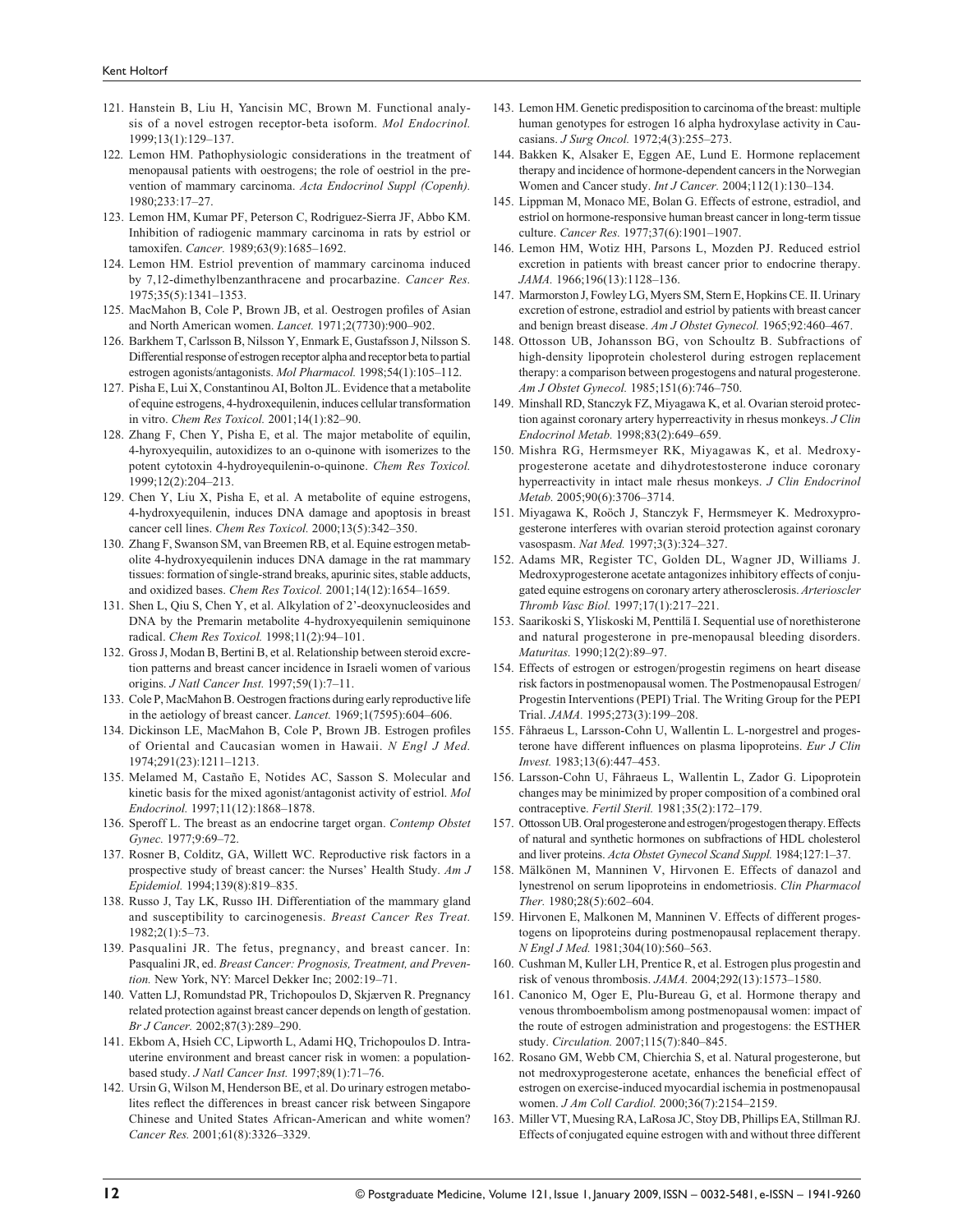121. Hanstein B, Liu H, Yancisin MC, Brown M. Functional analysis of a novel estrogen receptor-beta isoform. *Mol Endocrinol.* 1999;13(1):129–137.
122. Lemon HM. Pathophysiologic considerations in the treatment of menopausal patients with oestrogens; the role of oestriol in the prevention of mammary carcinoma. *Acta Endocrinol Suppl (Copenh).* 1980;233:17–27.
123. Lemon HM, Kumar PF, Peterson C, Rodriguez-Sierra JF, Abbo KM. Inhibition of radiogenic mammary carcinoma in rats by estriol or tamoxifen. *Cancer.* 1989;63(9):1685–1692.
124. Lemon HM. Estriol prevention of mammary carcinoma induced by 7,12-dimethylbenzanthracene and procarbazine. *Cancer Res.* 1975;35(5):1341–1353.
125. MacMahon B, Cole P, Brown JB, et al. Oestrogen profiles of Asian and North American women. *Lancet.* 1971;2(7730):900–902.
126. Barkhem T, Carlsson B, Nilsson Y, Enmark E, Gustafsson J, Nilsson S. Differential response of estrogen receptor alpha and receptor beta to partial estrogen agonists/antagonists. *Mol Pharmacol.* 1998;54(1):105–112.
127. Pisha E, Lui X, Constantinou AI, Bolton JL. Evidence that a metabolite of equine estrogens, 4-hydroxequilenin, induces cellular transformation in vitro. *Chem Res Toxicol.* 2001;14(1):82–90.
128. Zhang F, Chen Y, Pisha E, et al. The major metabolite of equilin, 4-hyroxyequilin, autoxidizes to an o-quinone with isomerizes to the potent cytotoxin 4-hydroyequilenin-o-quinone. *Chem Res Toxicol.* 1999;12(2):204–213.
129. Chen Y, Liu X, Pisha E, et al. A metabolite of equine estrogens, 4-hydroxyequilenin, induces DNA damage and apoptosis in breast cancer cell lines. *Chem Res Toxicol.* 2000;13(5):342–350.
130. Zhang F, Swanson SM, van Breemen RB, et al. Equine estrogen metabolite 4-hydroxyequilenin induces DNA damage in the rat mammary tissues: formation of single-strand breaks, apurinic sites, stable adducts, and oxidized bases. *Chem Res Toxicol.* 2001;14(12):1654–1659.
131. Shen L, Qiu S, Chen Y, et al. Alkylation of 2'-deoxynucleosides and DNA by the Premarin metabolite 4-hydroxyequilenin semiquinone radical. *Chem Res Toxicol.* 1998;11(2):94–101.
132. Gross J, Modan B, Bertini B, et al. Relationship between steroid excretion patterns and breast cancer incidence in Israeli women of various origins. *J Natl Cancer Inst.* 1997;59(1):7–11.
133. Cole P, MacMahon B. Oestrogen fractions during early reproductive life in the aetiology of breast cancer. *Lancet.* 1969;1(7595):604–606.
134. Dickinson LE, MacMahon B, Cole P, Brown JB. Estrogen profiles of Oriental and Caucasian women in Hawaii. *N Engl J Med.* 1974;291(23):1211–1213.
135. Melamed M, Castaño E, Notides AC, Sasson S. Molecular and kinetic basis for the mixed agonist/antagonist activity of estriol. *Mol Endocrinol.* 1997;11(12):1868–1878.
136. Speroff L. The breast as an endocrine target organ. *Contemp Obstet Gynec.* 1977;9:69–72.
137. Rosner B, Colditz, GA, Willett WC. Reproductive risk factors in a prospective study of breast cancer: the Nurses' Health Study. *Am J Epidemiol.* 1994;139(8):819–835.
138. Russo J, Tay LK, Russo IH. Differentiation of the mammary gland and susceptibility to carcinogenesis. *Breast Cancer Res Treat.* 1982;2(1):5–73.
139. Pasqualini JR. The fetus, pregnancy, and breast cancer. In: Pasqualini JR, ed. *Breast Cancer: Prognosis, Treatment, and Prevention.* New York, NY: Marcel Dekker Inc; 2002:19–71.
140. Vatten LJ, Romundstad PR, Trichopoulos D, Skjærven R. Pregnancy related protection against breast cancer depends on length of gestation. *Br J Cancer.* 2002;87(3):289–290.
141. Ekbom A, Hsieh CC, Lipworth L, Adami HQ, Trichopoulos D. Intrauterine environment and breast cancer risk in women: a population-based study. *J Natl Cancer Inst.* 1997;89(1):71–76.
142. Ursin G, Wilson M, Henderson BE, et al. Do urinary estrogen metabolites reflect the differences in breast cancer risk between Singapore Chinese and United States African-American and white women? *Cancer Res.* 2001;61(8):3326–3329.
143. Lemon HM. Genetic predisposition to carcinoma of the breast: multiple human genotypes for estrogen 16 alpha hydroxylase activity in Caucasians. *J Surg Oncol.* 1972;4(3):255–273.
144. Bakken K, Alsaker E, Eggen AE, Lund E. Hormone replacement therapy and incidence of hormone-dependent cancers in the Norwegian Women and Cancer study. *Int J Cancer.* 2004;112(1):130–134.
145. Lippman M, Monaco ME, Bolan G. Effects of estrone, estradiol, and estriol on hormone-responsive human breast cancer in long-term tissue culture. *Cancer Res.* 1977;37(6):1901–1907.
146. Lemon HM, Wotiz HH, Parsons L, Mozden PJ. Reduced estriol excretion in patients with breast cancer prior to endocrine therapy. *JAMA.* 1966;196(13):1128–136.
147. Marmorston J, Fowley LG, Myers SM, Stern E, Hopkins CE. II. Urinary excretion of estrone, estradiol and estriol by patients with breast cancer and benign breast disease. *Am J Obstet Gynecol.* 1965;92:460–467.
148. Ottosson UB, Johansson BG, von Schoultz B. Subfractions of high-density lipoprotein cholesterol during estrogen replacement therapy: a comparison between progestogens and natural progesterone. *Am J Obstet Gynecol.* 1985;151(6):746–750.
149. Minshall RD, Stanczyk FZ, Miyagawa K, et al. Ovarian steroid protection against coronary artery hyperreactivity in rhesus monkeys. *J Clin Endocrinol Metab.* 1998;83(2):649–659.
150. Mishra RG, Hermsmeyer RK, Miyagawas K, et al. Medroxyprogesterone acetate and dihydrotestosterone induce coronary hyperreactivity in intact male rhesus monkeys. *J Clin Endocrinol Metab.* 2005;90(6):3706–3714.
151. Miyagawa K, Roöch J, Stanczyk F, Hermsmeyer K. Medroxyprogesterone interferes with ovarian steroid protection against coronary vasospasm. *Nat Med.* 1997;3(3):324–327.
152. Adams MR, Register TC, Golden DL, Wagner JD, Williams J. Medroxyprogesterone acetate antagonizes inhibitory effects of conjugated equine estrogens on coronary artery atherosclerosis. *Arterioscler Thromb Vasc Biol.* 1997;17(1):217–221.
153. Saarikoski S, Yliskoski M, Penttilä I. Sequential use of norethisterone and natural progesterone in pre-menopausal bleeding disorders. *Maturitas.* 1990;12(2):89–97.
154. Effects of estrogen or estrogen/progestin regimens on heart disease risk factors in postmenopausal women. The Postmenopausal Estrogen/Progestin Interventions (PEPI) Trial. The Writing Group for the PEPI Trial. *JAMA.* 1995;273(3):199–208.
155. Fåhraeus L, Larsson-Cohn U, Wallentin L. L-norgestrel and progesterone have different influences on plasma lipoproteins. *Eur J Clin Invest.* 1983;13(6):447–453.
156. Larsson-Cohn U, Fåhraeus L, Wallentin L, Zador G. Lipoprotein changes may be minimized by proper composition of a combined oral contraceptive. *Fertil Steril.* 1981;35(2):172–179.
157. Ottosson UB. Oral progesterone and estrogen/progestogen therapy. Effects of natural and synthetic hormones on subfractions of HDL cholesterol and liver proteins. *Acta Obstet Gynecol Scand Suppl.* 1984;127:1–37.
158. Mälkönen M, Manninen V, Hirvonen E. Effects of danazol and lynestrenol on serum lipoproteins in endometriosis. *Clin Pharmacol Ther.* 1980;28(5):602–604.
159. Hirvonen E, Malkonen M, Manninen V. Effects of different progestogens on lipoproteins during postmenopausal replacement therapy. *N Engl J Med.* 1981;304(10):560–563.
160. Cushman M, Kuller LH, Prentice R, et al. Estrogen plus progestin and risk of venous thrombosis. *JAMA.* 2004;292(13):1573–1580.
161. Canonico M, Oger E, Plu-Bureau G, et al. Hormone therapy and venous thromboembolism among postmenopausal women: impact of the route of estrogen administration and progestogens: the ESTHER study. *Circulation.* 2007;115(7):840–845.
162. Rosano GM, Webb CM, Chierchia S, et al. Natural progesterone, but not medroxyprogesterone acetate, enhances the beneficial effect of estrogen on exercise-induced myocardial ischemia in postmenopausal women. *J Am Coll Cardiol.* 2000;36(7):2154–2159.
163. Miller VT, Muesing RA, LaRosa JC, Stoy DB, Phillips EA, Stillman RJ. Effects of conjugated equine estrogen with and without three different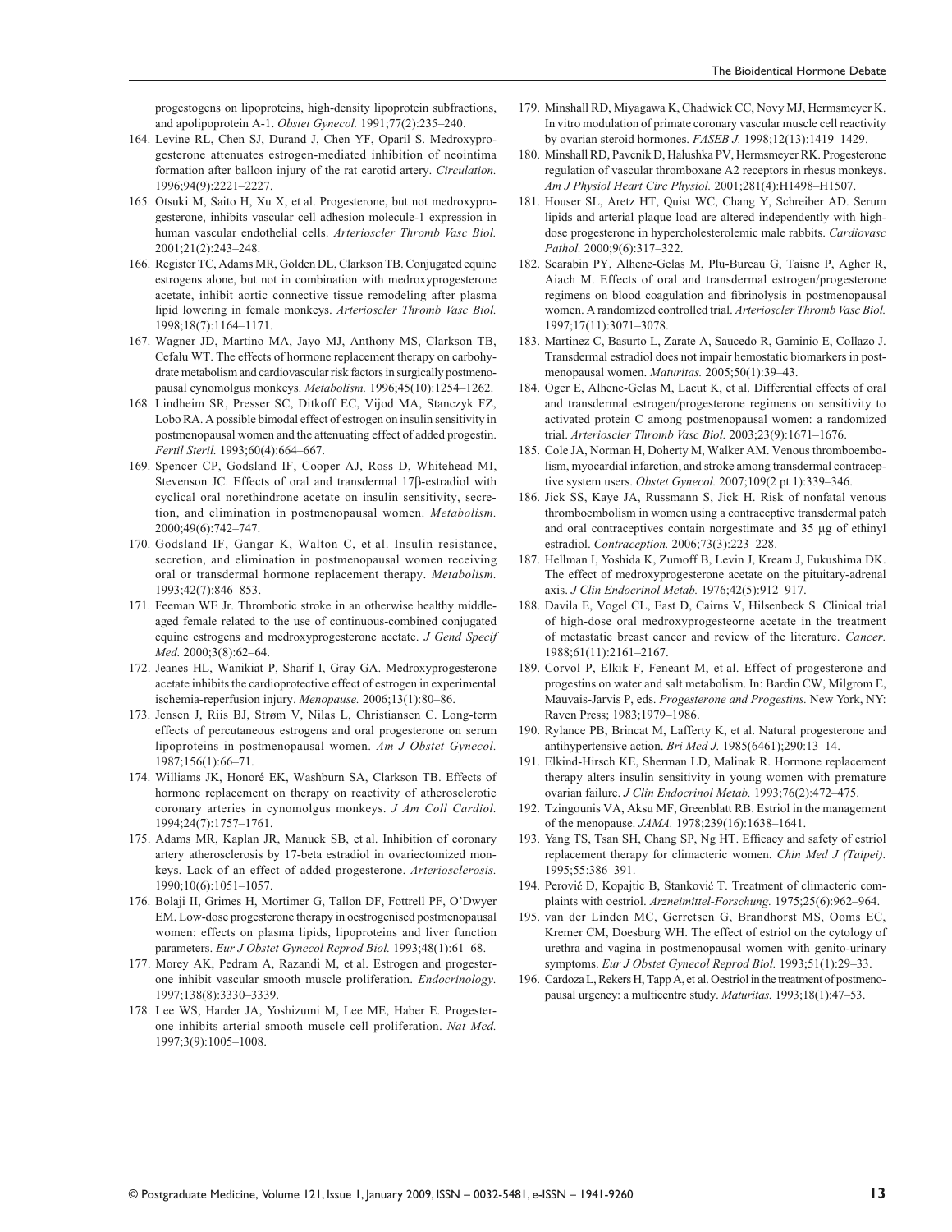progestogens on lipoproteins, high-density lipoprotein subfractions, and apolipoprotein A-1. *Obstet Gynecol.* 1991;77(2):235–240.

164. Levine RL, Chen SJ, Durand J, Chen YF, Oparil S. Medroxyprogesterone attenuates estrogen-mediated inhibition of neointima formation after balloon injury of the rat carotid artery. *Circulation.* 1996;94(9):2221–2227.
165. Otsuki M, Saito H, Xu X, et al. Progesterone, but not medroxyprogesterone, inhibits vascular cell adhesion molecule-1 expression in human vascular endothelial cells. *Arterioscler Thromb Vasc Biol.* 2001;21(2):243–248.
166. Register TC, Adams MR, Golden DL, Clarkson TB. Conjugated equine estrogens alone, but not in combination with medroxyprogesterone acetate, inhibit aortic connective tissue remodeling after plasma lipid lowering in female monkeys. *Arterioscler Thromb Vasc Biol.* 1998;18(7):1164–1171.
167. Wagner JD, Martino MA, Jayo MJ, Anthony MS, Clarkson TB, Cefalu WT. The effects of hormone replacement therapy on carbohydrate metabolism and cardiovascular risk factors in surgically postmenopausal cynomolgus monkeys. *Metabolism.* 1996;45(10):1254–1262.
168. Lindheim SR, Presser SC, Ditkoff EC, Vijod MA, Stanczyk FZ, Lobo RA. A possible bimodal effect of estrogen on insulin sensitivity in postmenopausal women and the attenuating effect of added progestin. *Fertil Steril.* 1993;60(4):664–667.
169. Spencer CP, Godsland IF, Cooper AJ, Ross D, Whitehead MI, Stevenson JC. Effects of oral and transdermal 17β-estradiol with cyclical oral norethindrone acetate on insulin sensitivity, secretion, and elimination in postmenopausal women. *Metabolism.* 2000;49(6):742–747.
170. Godsland IF, Gangar K, Walton C, et al. Insulin resistance, secretion, and elimination in postmenopausal women receiving oral or transdermal hormone replacement therapy. *Metabolism.* 1993;42(7):846–853.
171. Feeman WE Jr. Thrombotic stroke in an otherwise healthy middle-aged female related to the use of continuous-combined conjugated equine estrogens and medroxyprogesterone acetate. *J Gend Specif Med.* 2000;3(8):62–64.
172. Jeanes HL, Wanikiat P, Sharif I, Gray GA. Medroxyprogesterone acetate inhibits the cardioprotective effect of estrogen in experimental ischemia-reperfusion injury. *Menopause.* 2006;13(1):80–86.
173. Jensen J, Riis BJ, Strøm V, Nilas L, Christiansen C. Long-term effects of percutaneous estrogens and oral progesterone on serum lipoproteins in postmenopausal women. *Am J Obstet Gynecol.* 1987;156(1):66–71.
174. Williams JK, Honoré EK, Washburn SA, Clarkson TB. Effects of hormone replacement on therapy on reactivity of atherosclerotic coronary arteries in cynomolgus monkeys. *J Am Coll Cardiol.* 1994;24(7):1757–1761.
175. Adams MR, Kaplan JR, Manuck SB, et al. Inhibition of coronary artery atherosclerosis by 17-beta estradiol in ovariectomized monkeys. Lack of an effect of added progesterone. *Arteriosclerosis.* 1990;10(6):1051–1057.
176. Bolaji II, Grimes H, Mortimer G, Tallon DF, Fottrell PF, O'Dwyer EM. Low-dose progesterone therapy in oestrogenised postmenopausal women: effects on plasma lipids, lipoproteins and liver function parameters. *Eur J Obstet Gynecol Reprod Biol.* 1993;48(1):61–68.
177. Morey AK, Pedram A, Razandi M, et al. Estrogen and progesterone inhibit vascular smooth muscle proliferation. *Endocrinology.* 1997;138(8):3330–3339.
178. Lee WS, Harder JA, Yoshizumi M, Lee ME, Haber E. Progesterone inhibits arterial smooth muscle cell proliferation. *Nat Med.* 1997;3(9):1005–1008.
179. Minshall RD, Miyagawa K, Chadwick CC, Novy MJ, Hermsmeyer K. In vitro modulation of primate coronary vascular muscle cell reactivity by ovarian steroid hormones. *FASEB J.* 1998;12(13):1419–1429.
180. Minshall RD, Pavcnik D, Halushka PV, Hermsmeyer RK. Progesterone regulation of vascular thromboxane A2 receptors in rhesus monkeys. *Am J Physiol Heart Circ Physiol.* 2001;281(4):H1498–H1507.
181. Houser SL, Aretz HT, Quist WC, Chang Y, Schreiber AD. Serum lipids and arterial plaque load are altered independently with high-dose progesterone in hypercholesterolemic male rabbits. *Cardiovasc Pathol.* 2000;9(6):317–322.
182. Scarabin PY, Alhenc-Gelas M, Plu-Bureau G, Taisne P, Agher R, Aiach M. Effects of oral and transdermal estrogen/progesterone regimens on blood coagulation and fibrinolysis in postmenopausal women. A randomized controlled trial. *Arterioscler Thromb Vasc Biol.* 1997;17(11):3071–3078.
183. Martinez C, Basurto L, Zarate A, Saucedo R, Gaminio E, Collazo J. Transdermal estradiol does not impair hemostatic biomarkers in postmenopausal women. *Maturitas.* 2005;50(1):39–43.
184. Oger E, Alhenc-Gelas M, Lacut K, et al. Differential effects of oral and transdermal estrogen/progesterone regimens on sensitivity to activated protein C among postmenopausal women: a randomized trial. *Arterioscler Thromb Vasc Biol.* 2003;23(9):1671–1676.
185. Cole JA, Norman H, Doherty M, Walker AM. Venous thromboembolism, myocardial infarction, and stroke among transdermal contraceptive system users. *Obstet Gynecol.* 2007;109(2 pt 1):339–346.
186. Jick SS, Kaye JA, Russmann S, Jick H. Risk of nonfatal venous thromboembolism in women using a contraceptive transdermal patch and oral contraceptives contain norgestimate and 35 μg of ethinyl estradiol. *Contraception.* 2006;73(3):223–228.
187. Hellman I, Yoshida K, Zumoff B, Levin J, Kream J, Fukushima DK. The effect of medroxyprogesterone acetate on the pituitary-adrenal axis. *J Clin Endocrinol Metab.* 1976;42(5):912–917.
188. Davila E, Vogel CL, East D, Cairns V, Hilsenbeck S. Clinical trial of high-dose oral medroxyprogesteorne acetate in the treatment of metastatic breast cancer and review of the literature. *Cancer.* 1988;61(11):2161–2167.
189. Corvol P, Elkik F, Feneant M, et al. Effect of progesterone and progestins on water and salt metabolism. In: Bardin CW, Milgrom E, Mauvais-Jarvis P, eds. *Progesterone and Progestins.* New York, NY: Raven Press; 1983;1979–1986.
190. Rylance PB, Brincat M, Lafferty K, et al. Natural progesterone and antihypertensive action. *Bri Med J.* 1985(6461);290:13–14.
191. Elkind-Hirsch KE, Sherman LD, Malinak R. Hormone replacement therapy alters insulin sensitivity in young women with premature ovarian failure. *J Clin Endocrinol Metab.* 1993;76(2):472–475.
192. Tzingounis VA, Aksu MF, Greenblatt RB. Estriol in the management of the menopause. *JAMA.* 1978;239(16):1638–1641.
193. Yang TS, Tsan SH, Chang SP, Ng HT. Efficacy and safety of estriol replacement therapy for climacteric women. *Chin Med J (Taipei).* 1995;55:386–391.
194. Perović D, Kopajtic B, Stanković T. Treatment of climacteric complaints with oestriol. *Arzneimittel-Forschung.* 1975;25(6):962–964.
195. van der Linden MC, Gerretsen G, Brandhorst MS, Ooms EC, Kremer CM, Doesburg WH. The effect of estriol on the cytology of urethra and vagina in postmenopausal women with genito-urinary symptoms. *Eur J Obstet Gynecol Reprod Biol.* 1993;51(1):29–33.
196. Cardoza L, Rekers H, Tapp A, et al. Oestriol in the treatment of postmenopausal urgency: a multicentre study. *Maturitas.* 1993;18(1):47–53.